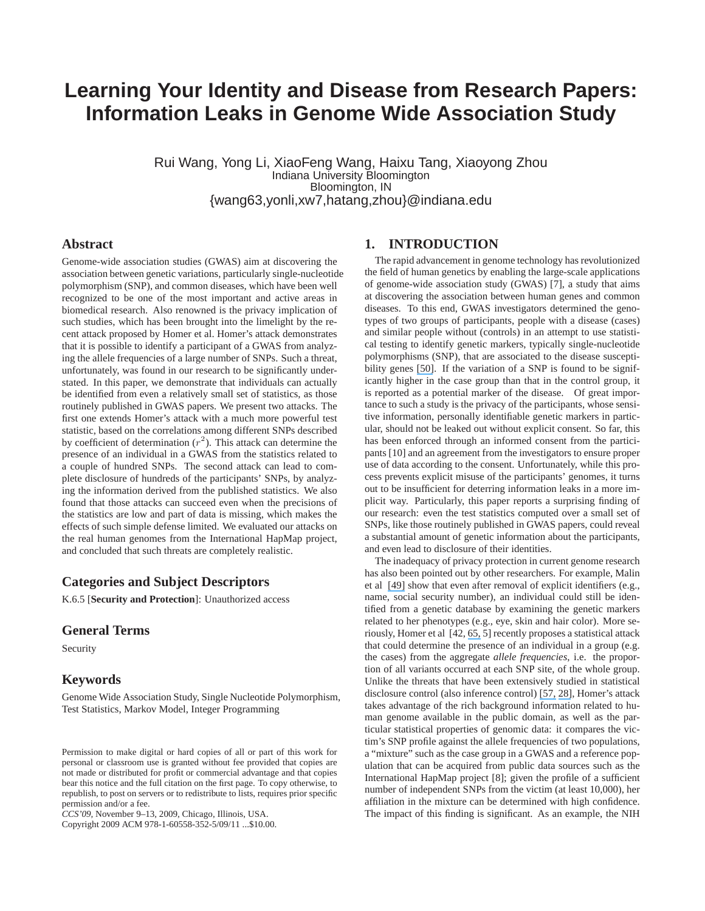# Learning Your Identity and Disease from Research Papers: Information Leaks in Genome Wide Association Study

Rui Wang, Yong Li, XiaoFeng Wang, Haixu Tang, Xiaoyong Zhou
Indiana University Bloomington
Bloomington, IN
{wang63,yonli,xw7,hatang,zhou}@indiana.edu

## Abstract

Genome-wide association studies (GWAS) aim at discovering the association between genetic variations, particularly single-nucleotide polymorphism (SNP), and common diseases, which have been well recognized to be one of the most important and active areas in biomedical research. Also renowned is the privacy implication of such studies, which has been brought into the limelight by the recent attack proposed by Homer et al. Homer's attack demonstrates that it is possible to identify a participant of a GWAS from analyzing the allele frequencies of a large number of SNPs. Such a threat, unfortunately, was found in our research to be significantly understated. In this paper, we demonstrate that individuals can actually be identified from even a relatively small set of statistics, as those routinely published in GWAS papers. We present two attacks. The first one extends Homer's attack with a much more powerful test statistic, based on the correlations among different SNPs described by coefficient of determination ($r^2$). This attack can determine the presence of an individual in a GWAS from the statistics related to a couple of hundred SNPs. The second attack can lead to complete disclosure of hundreds of the participants' SNPs, by analyzing the information derived from the published statistics. We also found that those attacks can succeed even when the precisions of the statistics are low and part of data is missing, which makes the effects of such simple defense limited. We evaluated our attacks on the real human genomes from the International HapMap project, and concluded that such threats are completely realistic.

## Categories and Subject Descriptors

K.6.5 [**Security and Protection**]: Unauthorized access

## General Terms

Security

## Keywords

Genome Wide Association Study, Single Nucleotide Polymorphism, Test Statistics, Markov Model, Integer Programming

Permission to make digital or hard copies of all or part of this work for personal or classroom use is granted without fee provided that copies are not made or distributed for profit or commercial advantage and that copies bear this notice and the full citation on the first page. To copy otherwise, to republish, to post on servers or to redistribute to lists, requires prior specific permission and/or a fee.
*CCS'09*, November 9–13, 2009, Chicago, Illinois, USA.
Copyright 2009 ACM 978-1-60558-352-5/09/11 ...$10.00.

## 1. INTRODUCTION

The rapid advancement in genome technology has revolutionized the field of human genetics by enabling the large-scale applications of genome-wide association study (GWAS) [7], a study that aims at discovering the association between human genes and common diseases. To this end, GWAS investigators determined the genotypes of two groups of participants, people with a disease (cases) and similar people without (controls) in an attempt to use statistical testing to identify genetic markers, typically single-nucleotide polymorphisms (SNP), that are associated to the disease susceptibility genes [50]. If the variation of a SNP is found to be significantly higher in the case group than that in the control group, it is reported as a potential marker of the disease. Of great importance to such a study is the privacy of the participants, whose sensitive information, personally identifiable genetic markers in particular, should not be leaked out without explicit consent. So far, this has been enforced through an informed consent from the participants [10] and an agreement from the investigators to ensure proper use of data according to the consent. Unfortunately, while this process prevents explicit misuse of the participants' genomes, it turns out to be insufficient for deterring information leaks in a more implicit way. Particularly, this paper reports a surprising finding of our research: even the test statistics computed over a small set of SNPs, like those routinely published in GWAS papers, could reveal a substantial amount of genetic information about the participants, and even lead to disclosure of their identities.

The inadequacy of privacy protection in current genome research has also been pointed out by other researchers. For example, Malin et al [49] show that even after removal of explicit identifiers (e.g., name, social security number), an individual could still be identified from a genetic database by examining the genetic markers related to her phenotypes (e.g., eye, skin and hair color). More seriously, Homer et al [42, 65, 5] recently proposes a statistical attack that could determine the presence of an individual in a group (e.g. the cases) from the aggregate *allele frequencies*, i.e. the proportion of all variants occurred at each SNP site, of the whole group. Unlike the threats that have been extensively studied in statistical disclosure control (also inference control) [57, 28], Homer's attack takes advantage of the rich background information related to human genome available in the public domain, as well as the particular statistical properties of genomic data: it compares the victim's SNP profile against the allele frequencies of two populations, a "mixture" such as the case group in a GWAS and a reference population that can be acquired from public data sources such as the International HapMap project [8]; given the profile of a sufficient number of independent SNPs from the victim (at least 10,000), her affiliation in the mixture can be determined with high confidence. The impact of this finding is significant. As an example, the NIH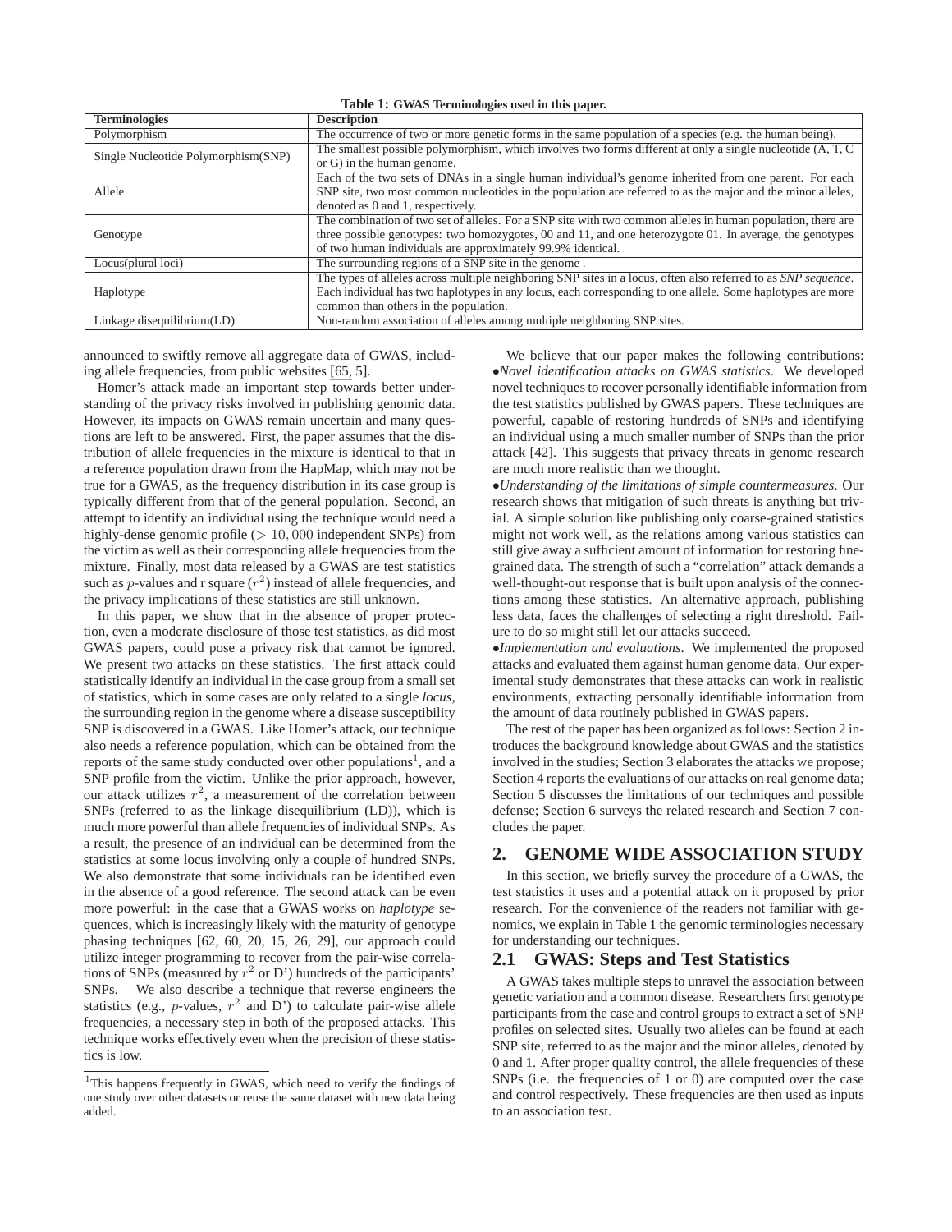**Table 1:** GWAS Terminologies used in this paper.

| Terminologies | Description |
|---|---|
| Polymorphism | The occurrence of two or more genetic forms in the same population of a species (e.g. the human being). |
| Single Nucleotide Polymorphism(SNP) | The smallest possible polymorphism, which involves two forms different at only a single nucleotide (A, T, C or G) in the human genome. |
| Allele | Each of the two sets of DNAs in a single human individual's genome inherited from one parent. For each SNP site, two most common nucleotides in the population are referred to as the major and the minor alleles, denoted as 0 and 1, respectively. |
| Genotype | The combination of two set of alleles. For a SNP site with two common alleles in human population, there are three possible genotypes: two homozygotes, 00 and 11, and one heterozygote 01. In average, the genotypes of two human individuals are approximately 99.9% identical. |
| Locus(plural loci) | The surrounding regions of a SNP site in the genome . |
| Haplotype | The types of alleles across multiple neighboring SNP sites in a locus, often also referred to as *SNP sequence*. Each individual has two haplotypes in any locus, each corresponding to one allele. Some haplotypes are more common than others in the population. |
| Linkage disequilibrium(LD) | Non-random association of alleles among multiple neighboring SNP sites. |

announced to swiftly remove all aggregate data of GWAS, including allele frequencies, from public websites [65, 5].

Homer's attack made an important step towards better understanding of the privacy risks involved in publishing genomic data. However, its impacts on GWAS remain uncertain and many questions are left to be answered. First, the paper assumes that the distribution of allele frequencies in the mixture is identical to that in a reference population drawn from the HapMap, which may not be true for a GWAS, as the frequency distribution in its case group is typically different from that of the general population. Second, an attempt to identify an individual using the technique would need a highly-dense genomic profile ($> 10,000$ independent SNPs) from the victim as well as their corresponding allele frequencies from the mixture. Finally, most data released by a GWAS are test statistics such as $p$-values and r square ($r^2$) instead of allele frequencies, and the privacy implications of these statistics are still unknown.

In this paper, we show that in the absence of proper protection, even a moderate disclosure of those test statistics, as did most GWAS papers, could pose a privacy risk that cannot be ignored. We present two attacks on these statistics. The first attack could statistically identify an individual in the case group from a small set of statistics, which in some cases are only related to a single *locus*, the surrounding region in the genome where a disease susceptibility SNP is discovered in a GWAS. Like Homer's attack, our technique also needs a reference population, which can be obtained from the reports of the same study conducted over other populations[1], and a SNP profile from the victim. Unlike the prior approach, however, our attack utilizes $r^2$, a measurement of the correlation between SNPs (referred to as the linkage disequilibrium (LD)), which is much more powerful than allele frequencies of individual SNPs. As a result, the presence of an individual can be determined from the statistics at some locus involving only a couple of hundred SNPs. We also demonstrate that some individuals can be identified even in the absence of a good reference. The second attack can be even more powerful: in the case that a GWAS works on *haplotype* sequences, which is increasingly likely with the maturity of genotype phasing techniques [62, 60, 20, 15, 26, 29], our approach could utilize integer programming to recover from the pair-wise correlations of SNPs (measured by $r^2$ or D') hundreds of the participants' SNPs. We also describe a technique that reverse engineers the statistics (e.g., $p$-values, $r^2$ and D') to calculate pair-wise allele frequencies, a necessary step in both of the proposed attacks. This technique works effectively even when the precision of these statistics is low.

[1]This happens frequently in GWAS, which need to verify the findings of one study over other datasets or reuse the same dataset with new data being added.

We believe that our paper makes the following contributions:

•*Novel identification attacks on GWAS statistics*. We developed novel techniques to recover personally identifiable information from the test statistics published by GWAS papers. These techniques are powerful, capable of restoring hundreds of SNPs and identifying an individual using a much smaller number of SNPs than the prior attack [42]. This suggests that privacy threats in genome research are much more realistic than we thought.

•*Understanding of the limitations of simple countermeasures*. Our research shows that mitigation of such threats is anything but trivial. A simple solution like publishing only coarse-grained statistics might not work well, as the relations among various statistics can still give away a sufficient amount of information for restoring fine-grained data. The strength of such a "correlation" attack demands a well-thought-out response that is built upon analysis of the connections among these statistics. An alternative approach, publishing less data, faces the challenges of selecting a right threshold. Failure to do so might still let our attacks succeed.

•*Implementation and evaluations*. We implemented the proposed attacks and evaluated them against human genome data. Our experimental study demonstrates that these attacks can work in realistic environments, extracting personally identifiable information from the amount of data routinely published in GWAS papers.

The rest of the paper has been organized as follows: Section 2 introduces the background knowledge about GWAS and the statistics involved in the studies; Section 3 elaborates the attacks we propose; Section 4 reports the evaluations of our attacks on real genome data; Section 5 discusses the limitations of our techniques and possible defense; Section 6 surveys the related research and Section 7 concludes the paper.

## 2. GENOME WIDE ASSOCIATION STUDY

In this section, we briefly survey the procedure of a GWAS, the test statistics it uses and a potential attack on it proposed by prior research. For the convenience of the readers not familiar with genomics, we explain in Table 1 the genomic terminologies necessary for understanding our techniques.

### 2.1 GWAS: Steps and Test Statistics

A GWAS takes multiple steps to unravel the association between genetic variation and a common disease. Researchers first genotype participants from the case and control groups to extract a set of SNP profiles on selected sites. Usually two alleles can be found at each SNP site, referred to as the major and the minor alleles, denoted by 0 and 1. After proper quality control, the allele frequencies of these SNPs (i.e. the frequencies of 1 or 0) are computed over the case and control respectively. These frequencies are then used as inputs to an association test.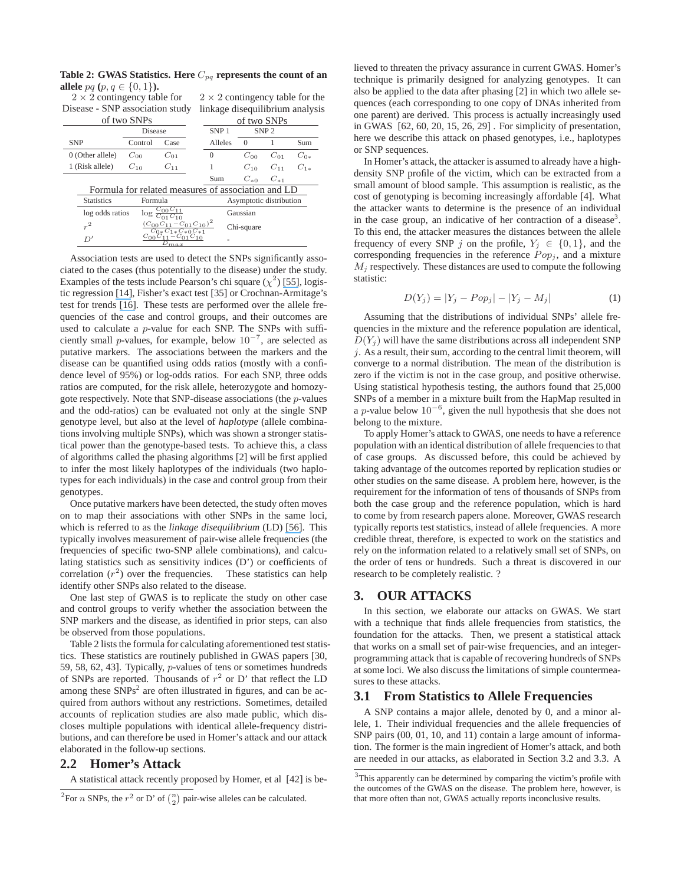**Table 2: GWAS Statistics. Here $C_{pq}$ represents the count of an allele $pq$ ($p, q \in \{0, 1\}$).**

$2 \times 2$ contingency table for Disease - SNP association study of two SNPs

| SNP | Disease | |
|---|---|---|
| | Control | Case |
| 0 (Other allele) | $C_{00}$ | $C_{01}$ |
| 1 (Risk allele) | $C_{10}$ | $C_{11}$ |

$2 \times 2$ contingency table for the linkage disequilibrium analysis of two SNPs

| SNP 1 | SNP 2 | | |
|---|---|---|---|
| Alleles | 0 | 1 | Sum |
| 0 | $C_{00}$ | $C_{01}$ | $C_{0*}$ |
| 1 | $C_{10}$ | $C_{11}$ | $C_{1*}$ |
| Sum | $C_{*0}$ | $C_{*1}$ | |

Formula for related measures of association and LD

| Statistics | Formula | Asymptotic distribution |
|---|---|---|
| log odds ratios | $\log \frac{C_{00}C_{11}}{C_{01}C_{10}}$ | Gaussian |
| $r^2$ | $\frac{(C_{00}C_{11}-C_{01}C_{10})^2}{C_{0*}C_{1*}C_{*0}C_{*1}}$ | Chi-square |
| $D'$ | $\frac{C_{00}C_{11}-C_{01}C_{10}}{D_{max}}$ | - |

Association tests are used to detect the SNPs significantly associated to the cases (thus potentially to the disease) under the study. Examples of the tests include Pearson's chi square ($\chi^2$) [55], logistic regression [14], Fisher's exact test [35] or Crochnan-Armitage's test for trends [16]. These tests are performed over the allele frequencies of the case and control groups, and their outcomes are used to calculate a $p$-value for each SNP. The SNPs with sufficiently small $p$-values, for example, below $10^{-7}$, are selected as putative markers. The associations between the markers and the disease can be quantified using odds ratios (mostly with a confidence level of 95%) or log-odds ratios. For each SNP, three odds ratios are computed, for the risk allele, heterozygote and homozygote respectively. Note that SNP-disease associations (the $p$-values and the odd-ratios) can be evaluated not only at the single SNP genotype level, but also at the level of *haplotype* (allele combinations involving multiple SNPs), which was shown a stronger statistical power than the genotype-based tests. To achieve this, a class of algorithms called the phasing algorithms [2] will be first applied to infer the most likely haplotypes of the individuals (two haplotypes for each individuals) in the case and control group from their genotypes.

Once putative markers have been detected, the study often moves on to map their associations with other SNPs in the same loci, which is referred to as the *linkage disequilibrium* (LD) [56]. This typically involves measurement of pair-wise allele frequencies (the frequencies of specific two-SNP allele combinations), and calculating statistics such as sensitivity indices (D') or coefficients of correlation ($r^2$) over the frequencies. These statistics can help identify other SNPs also related to the disease.

One last step of GWAS is to replicate the study on other case and control groups to verify whether the association between the SNP markers and the disease, as identified in prior steps, can also be observed from those populations.

Table 2 lists the formula for calculating aforementioned test statistics. These statistics are routinely published in GWAS papers [30, 59, 58, 62, 43]. Typically, $p$-values of tens or sometimes hundreds of SNPs are reported. Thousands of $r^2$ or D' that reflect the LD among these SNPs[2] are often illustrated in figures, and can be acquired from authors without any restrictions. Sometimes, detailed accounts of replication studies are also made public, which discloses multiple populations with identical allele-frequency distributions, and can therefore be used in Homer's attack and our attack elaborated in the follow-up sections.

## 2.2 Homer's Attack

A statistical attack recently proposed by Homer, et al [42] is believed to threaten the privacy assurance in current GWAS. Homer's technique is primarily designed for analyzing genotypes. It can also be applied to the data after phasing [2] in which two allele sequences (each corresponding to one copy of DNAs inherited from one parent) are derived. This process is actually increasingly used in GWAS [62, 60, 20, 15, 26, 29] . For simplicity of presentation, here we describe this attack on phased genotypes, i.e., haplotypes or SNP sequences.

In Homer's attack, the attacker is assumed to already have a high-density SNP profile of the victim, which can be extracted from a small amount of blood sample. This assumption is realistic, as the cost of genotyping is becoming increasingly affordable [4]. What the attacker wants to determine is the presence of an individual in the case group, an indicative of her contraction of a disease[3]. To this end, the attacker measures the distances between the allele frequency of every SNP $j$ on the profile, $Y_j \in \{0, 1\}$, and the corresponding frequencies in the reference $Pop_j$, and a mixture $M_j$ respectively. These distances are used to compute the following statistic:

$$D(Y_j) = |Y_j - Pop_j| - |Y_j - M_j| \tag{1}$$

Assuming that the distributions of individual SNPs' allele frequencies in the mixture and the reference population are identical, $D(Y_j)$ will have the same distributions across all independent SNP $j$. As a result, their sum, according to the central limit theorem, will converge to a normal distribution. The mean of the distribution is zero if the victim is not in the case group, and positive otherwise. Using statistical hypothesis testing, the authors found that 25,000 SNPs of a member in a mixture built from the HapMap resulted in a $p$-value below $10^{-6}$, given the null hypothesis that she does not belong to the mixture.

To apply Homer's attack to GWAS, one needs to have a reference population with an identical distribution of allele frequencies to that of case groups. As discussed before, this could be achieved by taking advantage of the outcomes reported by replication studies or other studies on the same disease. A problem here, however, is the requirement for the information of tens of thousands of SNPs from both the case group and the reference population, which is hard to come by from research papers alone. Moreover, GWAS research typically reports test statistics, instead of allele frequencies. A more credible threat, therefore, is expected to work on the statistics and rely on the information related to a relatively small set of SNPs, on the order of tens or hundreds. Such a threat is discovered in our research to be completely realistic. ?

# 3. OUR ATTACKS

In this section, we elaborate our attacks on GWAS. We start with a technique that finds allele frequencies from statistics, the foundation for the attacks. Then, we present a statistical attack that works on a small set of pair-wise frequencies, and an integer-programming attack that is capable of recovering hundreds of SNPs at some loci. We also discuss the limitations of simple countermeasures to these attacks.

## 3.1 From Statistics to Allele Frequencies

A SNP contains a major allele, denoted by 0, and a minor allele, 1. Their individual frequencies and the allele frequencies of SNP pairs (00, 01, 10, and 11) contain a large amount of information. The former is the main ingredient of Homer's attack, and both are needed in our attacks, as elaborated in Section 3.2 and 3.3. A

[2] For $n$ SNPs, the $r^2$ or D' of $\binom{n}{2}$ pair-wise alleles can be calculated.

[3] This apparently can be determined by comparing the victim's profile with the outcomes of the GWAS on the disease. The problem here, however, is that more often than not, GWAS actually reports inconclusive results.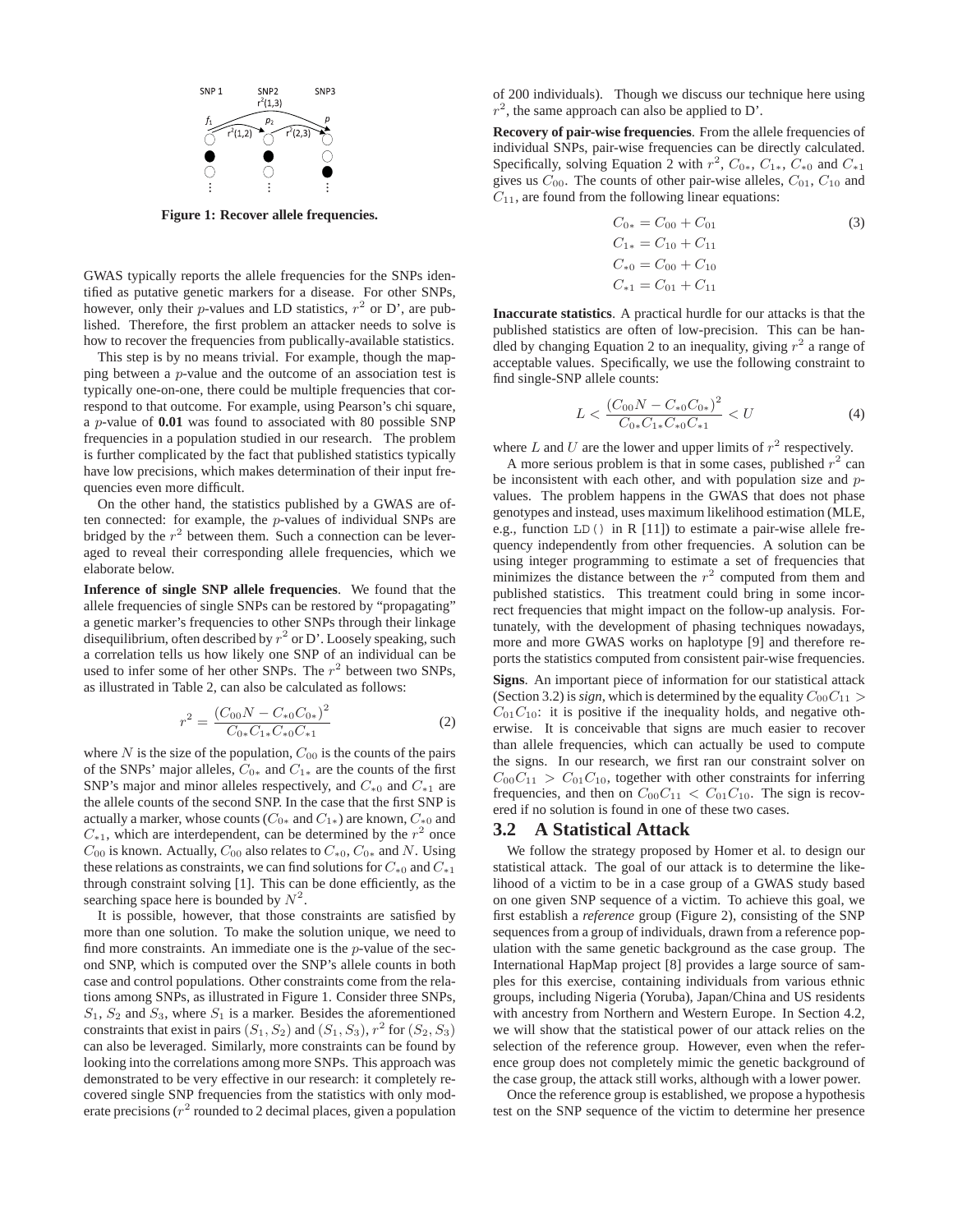Figure 1: Recover allele frequencies.

GWAS typically reports the allele frequencies for the SNPs identified as putative genetic markers for a disease. For other SNPs, however, only their $p$-values and LD statistics, $r^2$ or D', are published. Therefore, the first problem an attacker needs to solve is how to recover the frequencies from publically-available statistics.

This step is by no means trivial. For example, though the mapping between a $p$-value and the outcome of an association test is typically one-on-one, there could be multiple frequencies that correspond to that outcome. For example, using Pearson's chi square, a $p$-value of **0.01** was found to associated with 80 possible SNP frequencies in a population studied in our research. The problem is further complicated by the fact that published statistics typically have low precisions, which makes determination of their input frequencies even more difficult.

On the other hand, the statistics published by a GWAS are often connected: for example, the $p$-values of individual SNPs are bridged by the $r^2$ between them. Such a connection can be leveraged to reveal their corresponding allele frequencies, which we elaborate below.

**Inference of single SNP allele frequencies**. We found that the allele frequencies of single SNPs can be restored by "propagating" a genetic marker's frequencies to other SNPs through their linkage disequilibrium, often described by $r^2$ or D'. Loosely speaking, such a correlation tells us how likely one SNP of an individual can be used to infer some of her other SNPs. The $r^2$ between two SNPs, as illustrated in Table 2, can also be calculated as follows:

$$r^2 = \frac{(C_{00}N - C_{*0}C_{0*})^2}{C_{0*}C_{1*}C_{*0}C_{*1}} \tag{2}$$

where $N$ is the size of the population, $C_{00}$ is the counts of the pairs of the SNPs' major alleles, $C_{0*}$ and $C_{1*}$ are the counts of the first SNP's major and minor alleles respectively, and $C_{*0}$ and $C_{*1}$ are the allele counts of the second SNP. In the case that the first SNP is actually a marker, whose counts ($C_{0*}$ and $C_{1*}$) are known, $C_{*0}$ and $C_{*1}$, which are interdependent, can be determined by the $r^2$ once $C_{00}$ is known. Actually, $C_{00}$ also relates to $C_{*0}$, $C_{0*}$ and $N$. Using these relations as constraints, we can find solutions for $C_{*0}$ and $C_{*1}$ through constraint solving [1]. This can be done efficiently, as the searching space here is bounded by $N^2$.

It is possible, however, that those constraints are satisfied by more than one solution. To make the solution unique, we need to find more constraints. An immediate one is the $p$-value of the second SNP, which is computed over the SNP's allele counts in both case and control populations. Other constraints come from the relations among SNPs, as illustrated in Figure 1. Consider three SNPs, $S_1$, $S_2$ and $S_3$, where $S_1$ is a marker. Besides the aforementioned constraints that exist in pairs $(S_1, S_2)$ and $(S_1, S_3)$, $r^2$ for $(S_2, S_3)$ can also be leveraged. Similarly, more constraints can be found by looking into the correlations among more SNPs. This approach was demonstrated to be very effective in our research: it completely recovered single SNP frequencies from the statistics with only moderate precisions ($r^2$ rounded to 2 decimal places, given a population of 200 individuals). Though we discuss our technique here using $r^2$, the same approach can also be applied to D'.

**Recovery of pair-wise frequencies**. From the allele frequencies of individual SNPs, pair-wise frequencies can be directly calculated. Specifically, solving Equation 2 with $r^2$, $C_{0*}$, $C_{1*}$, $C_{*0}$ and $C_{*1}$ gives us $C_{00}$. The counts of other pair-wise alleles, $C_{01}$, $C_{10}$ and $C_{11}$, are found from the following linear equations:

$$\begin{aligned} C_{0*} &= C_{00} + C_{01} \\ C_{1*} &= C_{10} + C_{11} \\ C_{*0} &= C_{00} + C_{10} \\ C_{*1} &= C_{01} + C_{11} \end{aligned} \tag{3}$$

**Inaccurate statistics**. A practical hurdle for our attacks is that the published statistics are often of low-precision. This can be handled by changing Equation 2 to an inequality, giving $r^2$ a range of acceptable values. Specifically, we use the following constraint to find single-SNP allele counts:

$$L < \frac{(C_{00}N - C_{*0}C_{0*})^2}{C_{0*}C_{1*}C_{*0}C_{*1}} < U \tag{4}$$

where $L$ and $U$ are the lower and upper limits of $r^2$ respectively.

A more serious problem is that in some cases, published $r^2$ can be inconsistent with each other, and with population size and $p$-values. The problem happens in the GWAS that does not phase genotypes and instead, uses maximum likelihood estimation (MLE, e.g., function `LD()` in R [11]) to estimate a pair-wise allele frequency independently from other frequencies. A solution can be using integer programming to estimate a set of frequencies that minimizes the distance between the $r^2$ computed from them and published statistics. This treatment could bring in some incorrect frequencies that might impact on the follow-up analysis. Fortunately, with the development of phasing techniques nowadays, more and more GWAS works on haplotype [9] and therefore reports the statistics computed from consistent pair-wise frequencies.

**Signs**. An important piece of information for our statistical attack (Section 3.2) is *sign*, which is determined by the equality $C_{00}C_{11} > C_{01}C_{10}$: it is positive if the inequality holds, and negative otherwise. It is conceivable that signs are much easier to recover than allele frequencies, which can actually be used to compute the signs. In our research, we first ran our constraint solver on $C_{00}C_{11} > C_{01}C_{10}$, together with other constraints for inferring frequencies, and then on $C_{00}C_{11} < C_{01}C_{10}$. The sign is recovered if no solution is found in one of these two cases.

## 3.2 A Statistical Attack

We follow the strategy proposed by Homer et al. to design our statistical attack. The goal of our attack is to determine the likelihood of a victim to be in a case group of a GWAS study based on one given SNP sequence of a victim. To achieve this goal, we first establish a *reference* group (Figure 2), consisting of the SNP sequences from a group of individuals, drawn from a reference population with the same genetic background as the case group. The International HapMap project [8] provides a large source of samples for this exercise, containing individuals from various ethnic groups, including Nigeria (Yoruba), Japan/China and US residents with ancestry from Northern and Western Europe. In Section 4.2, we will show that the statistical power of our attack relies on the selection of the reference group. However, even when the reference group does not completely mimic the genetic background of the case group, the attack still works, although with a lower power.

Once the reference group is established, we propose a hypothesis test on the SNP sequence of the victim to determine her presence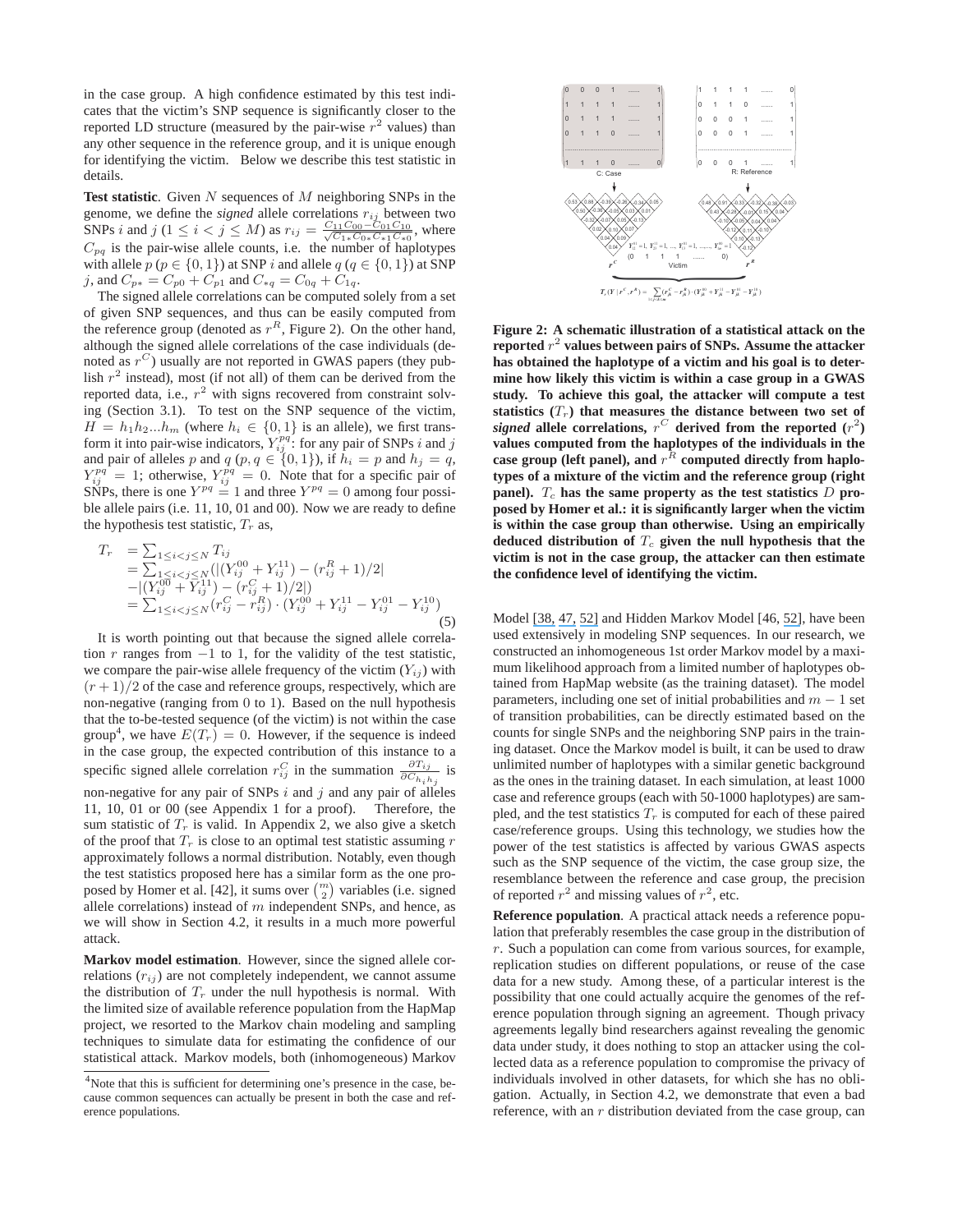in the case group. A high confidence estimated by this test indicates that the victim's SNP sequence is significantly closer to the reported LD structure (measured by the pair-wise $r^2$ values) than any other sequence in the reference group, and it is unique enough for identifying the victim. Below we describe this test statistic in details.

**Test statistic**. Given $N$ sequences of $M$ neighboring SNPs in the genome, we define the *signed* allele correlations $r_{ij}$ between two SNPs $i$ and $j$ ($1 \le i < j \le M$) as $r_{ij} = \frac{C_{11}C_{00} - C_{01}C_{10}}{\sqrt{C_{1*}C_{0*}C_{*1}C_{*0}}}$, where $C_{pq}$ is the pair-wise allele counts, i.e. the number of haplotypes with allele $p$ ($p \in \{0, 1\}$) at SNP $i$ and allele $q$ ($q \in \{0, 1\}$) at SNP $j$, and $C_{p*} = C_{p0} + C_{p1}$ and $C_{*q} = C_{0q} + C_{1q}$.

The signed allele correlations can be computed solely from a set of given SNP sequences, and thus can be easily computed from the reference group (denoted as $r^R$, Figure 2). On the other hand, although the signed allele correlations of the case individuals (denoted as $r^C$) usually are not reported in GWAS papers (they publish $r^2$ instead), most (if not all) of them can be derived from the reported data, i.e., $r^2$ with signs recovered from constraint solving (Section 3.1). To test on the SNP sequence of the victim, $H = h_1h_2...h_m$ (where $h_i \in \{0, 1\}$ is an allele), we first transform it into pair-wise indicators, $Y_{ij}^{pq}$: for any pair of SNPs $i$ and $j$ and pair of alleles $p$ and $q$ ($p, q \in \{0, 1\}$), if $h_i = p$ and $h_j = q$, $Y_{ij}^{pq} = 1$; otherwise, $Y_{ij}^{pq} = 0$. Note that for a specific pair of SNPs, there is one $Y^{pq} = 1$ and three $Y^{pq} = 0$ among four possible allele pairs (i.e. 11, 10, 01 and 00). Now we are ready to define the hypothesis test statistic, $T_r$ as,

$$
\begin{aligned}
T_r &= \sum_{1 \le i < j \le N} T_{ij} \\
&= \sum_{1 \le i < j \le N} (|(Y_{ij}^{00} + Y_{ij}^{11}) - (r_{ij}^R + 1)/2| \\
&\quad - |(Y_{ij}^{00} + Y_{ij}^{11}) - (r_{ij}^C + 1)/2|) \\
&= \sum_{1 \le i < j \le N} (r_{ij}^C - r_{ij}^R) \cdot (Y_{ij}^{00} + Y_{ij}^{11} - Y_{ij}^{01} - Y_{ij}^{10})
\end{aligned} \tag{5}
$$

It is worth pointing out that because the signed allele correlation $r$ ranges from $-1$ to 1, for the validity of the test statistic, we compare the pair-wise allele frequency of the victim ($Y_{ij}$) with $(r+1)/2$ of the case and reference groups, respectively, which are non-negative (ranging from 0 to 1). Based on the null hypothesis that the to-be-tested sequence (of the victim) is not within the case group[4], we have $E(T_r) = 0$. However, if the sequence is indeed in the case group, the expected contribution of this instance to a specific signed allele correlation $r_{ij}^C$ in the summation $\frac{\partial T_{ij}}{\partial C_{h_i h_j}}$ is non-negative for any pair of SNPs $i$ and $j$ and any pair of alleles 11, 10, 01 or 00 (see Appendix 1 for a proof). Therefore, the sum statistic of $T_r$ is valid. In Appendix 2, we also give a sketch of the proof that $T_r$ is close to an optimal test statistic assuming $r$ approximately follows a normal distribution. Notably, even though the test statistics proposed here has a similar form as the one proposed by Homer et al. [42], it sums over $\binom{m}{2}$ variables (i.e. signed allele correlations) instead of $m$ independent SNPs, and hence, as we will show in Section 4.2, it results in a much more powerful attack.

**Markov model estimation**. However, since the signed allele correlations ($r_{ij}$) are not completely independent, we cannot assume the distribution of $T_r$ under the null hypothesis is normal. With the limited size of available reference population from the HapMap project, we resorted to the Markov chain modeling and sampling techniques to simulate data for estimating the confidence of our statistical attack. Markov models, both (inhomogeneous) Markov

[4] Note that this is sufficient for determining one's presence in the case, because common sequences can actually be present in both the case and reference populations.

**Figure 2: A schematic illustration of a statistical attack on the reported $r^2$ values between pairs of SNPs. Assume the attacker has obtained the haplotype of a victim and his goal is to determine how likely this victim is within a case group in a GWAS study. To achieve this goal, the attacker will compute a test statistics ($T_r$) that measures the distance between two set of *signed* allele correlations, $r^C$ derived from the reported ($r^2$) values computed from the haplotypes of the individuals in the case group (left panel), and $r^R$ computed directly from haplotypes of a mixture of the victim and the reference group (right panel). $T_c$ has the same property as the test statistics $D$ proposed by Homer et al.: it is significantly larger when the victim is within the case group than otherwise. Using an empirically deduced distribution of $T_c$ given the null hypothesis that the victim is not in the case group, the attacker can then estimate the confidence level of identifying the victim.**

Model [38, 47, 52] and Hidden Markov Model [46, 52], have been used extensively in modeling SNP sequences. In our research, we constructed an inhomogeneous 1st order Markov model by a maximum likelihood approach from a limited number of haplotypes obtained from HapMap website (as the training dataset). The model parameters, including one set of initial probabilities and $m - 1$ set of transition probabilities, can be directly estimated based on the counts for single SNPs and the neighboring SNP pairs in the training dataset. Once the Markov model is built, it can be used to draw unlimited number of haplotypes with a similar genetic background as the ones in the training dataset. In each simulation, at least 1000 case and reference groups (each with 50-1000 haplotypes) are sampled, and the test statistics $T_r$ is computed for each of these paired case/reference groups. Using this technology, we studies how the power of the test statistics is affected by various GWAS aspects such as the SNP sequence of the victim, the case group size, the resemblance between the reference and case group, the precision of reported $r^2$ and missing values of $r^2$, etc.

**Reference population**. A practical attack needs a reference population that preferably resembles the case group in the distribution of $r$. Such a population can come from various sources, for example, replication studies on different populations, or reuse of the case data for a new study. Among these, of a particular interest is the possibility that one could actually acquire the genomes of the reference population through signing an agreement. Though privacy agreements legally bind researchers against revealing the genomic data under study, it does nothing to stop an attacker using the collected data as a reference population to compromise the privacy of individuals involved in other datasets, for which she has no obligation. Actually, in Section 4.2, we demonstrate that even a bad reference, with an $r$ distribution deviated from the case group, can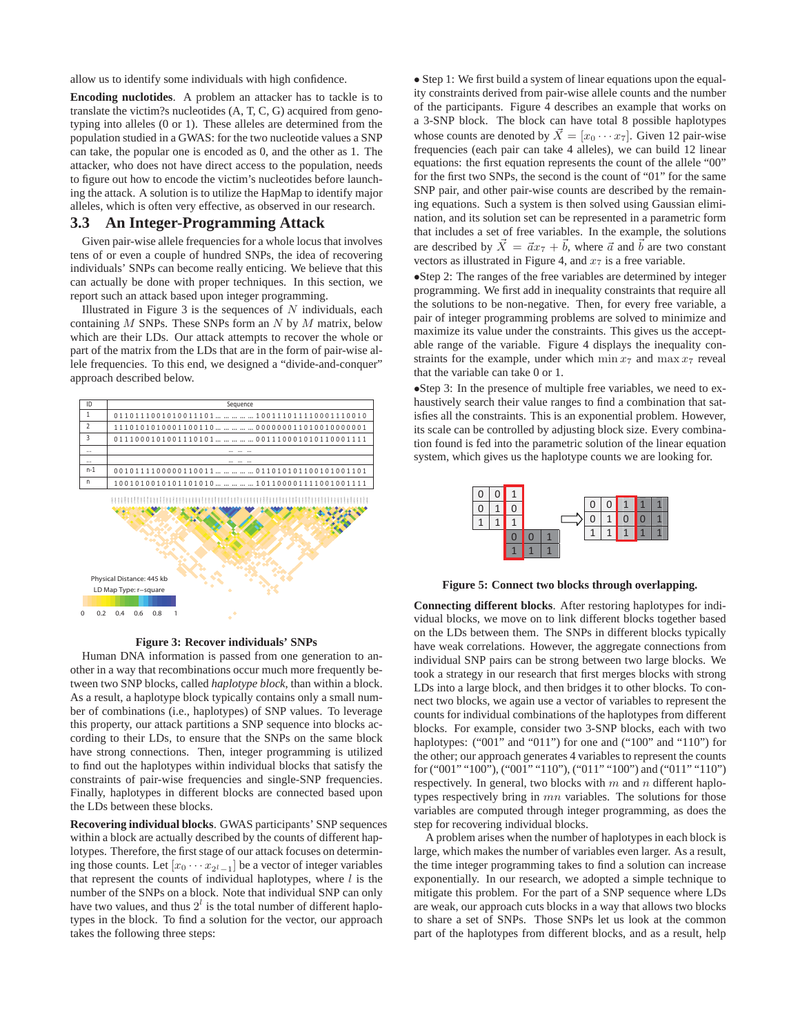allow us to identify some individuals with high confidence.

**Encoding nuclotides**. A problem an attacker has to tackle is to translate the victim?s nucleotides (A, T, C, G) acquired from genotyping into alleles (0 or 1). These alleles are determined from the population studied in a GWAS: for the two nucleotide values a SNP can take, the popular one is encoded as 0, and the other as 1. The attacker, who does not have direct access to the population, needs to figure out how to encode the victim's nucleotides before launching the attack. A solution is to utilize the HapMap to identify major alleles, which is often very effective, as observed in our research.

## 3.3 An Integer-Programming Attack

Given pair-wise allele frequencies for a whole locus that involves tens of or even a couple of hundred SNPs, the idea of recovering individuals' SNPs can become really enticing. We believe that this can actually be done with proper techniques. In this section, we report such an attack based upon integer programming.

Illustrated in Figure 3 is the sequences of $N$ individuals, each containing $M$ SNPs. These SNPs form an $N$ by $M$ matrix, below which are their LDs. Our attack attempts to recover the whole or part of the matrix from the LDs that are in the form of pair-wise allele frequencies. To this end, we designed a "divide-and-conquer" approach described below.

| ID | Sequence |
|---|---|
| 1 | 0110111001010011101… … … … … 1001110111100011110010 |
| 2 | 1110101010001100110… … … … … 0000000110100100000001 |
| 3 | 0111000101001110101… … … … … 0011100010101100011111 |
| … | … … … |
| … | … … … |
| n-1 | 0010111100000110011… … … … … 0110101011001010011101 |
| n | 1001010010101101010… … … … … 1011000011111001001111 |

Physical Distance: 445 kb
LD Map Type: r–square
0 0.2 0.4 0.6 0.8 1

**Figure 3: Recover individuals' SNPs**

Human DNA information is passed from one generation to another in a way that recombinations occur much more frequently between two SNP blocks, called *haplotype block*, than within a block. As a result, a haplotype block typically contains only a small number of combinations (i.e., haplotypes) of SNP values. To leverage this property, our attack partitions a SNP sequence into blocks according to their LDs, to ensure that the SNPs on the same block have strong connections. Then, integer programming is utilized to find out the haplotypes within individual blocks that satisfy the constraints of pair-wise frequencies and single-SNP frequencies. Finally, haplotypes in different blocks are connected based upon the LDs between these blocks.

**Recovering individual blocks**. GWAS participants' SNP sequences within a block are actually described by the counts of different haplotypes. Therefore, the first stage of our attack focuses on determining those counts. Let $[x_0 \cdots x_{2^l-1}]$ be a vector of integer variables that represent the counts of individual haplotypes, where $l$ is the number of the SNPs on a block. Note that individual SNP can only have two values, and thus $2^l$ is the total number of different haplotypes in the block. To find a solution for the vector, our approach takes the following three steps:

- Step 1: We first build a system of linear equations upon the equality constraints derived from pair-wise allele counts and the number of the participants. Figure 4 describes an example that works on a 3-SNP block. The block can have total 8 possible haplotypes whose counts are denoted by $\vec{X} = [x_0 \cdots x_7]$. Given 12 pair-wise frequencies (each pair can take 4 alleles), we can build 12 linear equations: the first equation represents the count of the allele "00" for the first two SNPs, the second is the count of "01" for the same SNP pair, and other pair-wise counts are described by the remaining equations. Such a system is then solved using Gaussian elimination, and its solution set can be represented in a parametric form that includes a set of free variables. In the example, the solutions are described by $\vec{X} = \vec{a}x_7 + \vec{b}$, where $\vec{a}$ and $\vec{b}$ are two constant vectors as illustrated in Figure 4, and $x_7$ is a free variable.
- Step 2: The ranges of the free variables are determined by integer programming. We first add in inequality constraints that require all the solutions to be non-negative. Then, for every free variable, a pair of integer programming problems are solved to minimize and maximize its value under the constraints. This gives us the acceptable range of the variable. Figure 4 displays the inequality constraints for the example, under which $\min x_7$ and $\max x_7$ reveal that the variable can take 0 or 1.
- Step 3: In the presence of multiple free variables, we need to exhaustively search their value ranges to find a combination that satisfies all the constraints. This is an exponential problem. However, its scale can be controlled by adjusting block size. Every combination found is fed into the parametric solution of the linear equation system, which gives us the haplotype counts we are looking for.

| 0 | 0 | 1 | | |
|---|---|---|---|---|
| 0 | 1 | 0 | | |
| 1 | 1 | 1 | | |
| | | 0 | 0 | 1 |
| | | 1 | 1 | 1 |

⇒

| 0 | 0 | 1 | 1 | 1 |
|---|---|---|---|---|
| 0 | 1 | 0 | 0 | 1 |
| 1 | 1 | 1 | 1 | 1 |

**Figure 5: Connect two blocks through overlapping.**

**Connecting different blocks**. After restoring haplotypes for individual blocks, we move on to link different blocks together based on the LDs between them. The SNPs in different blocks typically have weak correlations. However, the aggregate connections from individual SNP pairs can be strong between two large blocks. We took a strategy in our research that first merges blocks with strong LDs into a large block, and then bridges it to other blocks. To connect two blocks, we again use a vector of variables to represent the counts for individual combinations of the haplotypes from different blocks. For example, consider two 3-SNP blocks, each with two haplotypes: ("001" and "011") for one and ("100" and "110") for the other; our approach generates 4 variables to represent the counts for ("001" "100"), ("001" "110"), ("011" "100") and ("011" "110") respectively. In general, two blocks with $m$ and $n$ different haplotypes respectively bring in $mn$ variables. The solutions for those variables are computed through integer programming, as does the step for recovering individual blocks.

A problem arises when the number of haplotypes in each block is large, which makes the number of variables even larger. As a result, the time integer programming takes to find a solution can increase exponentially. In our research, we adopted a simple technique to mitigate this problem. For the part of a SNP sequence where LDs are weak, our approach cuts blocks in a way that allows two blocks to share a set of SNPs. Those SNPs let us look at the common part of the haplotypes from different blocks, and as a result, help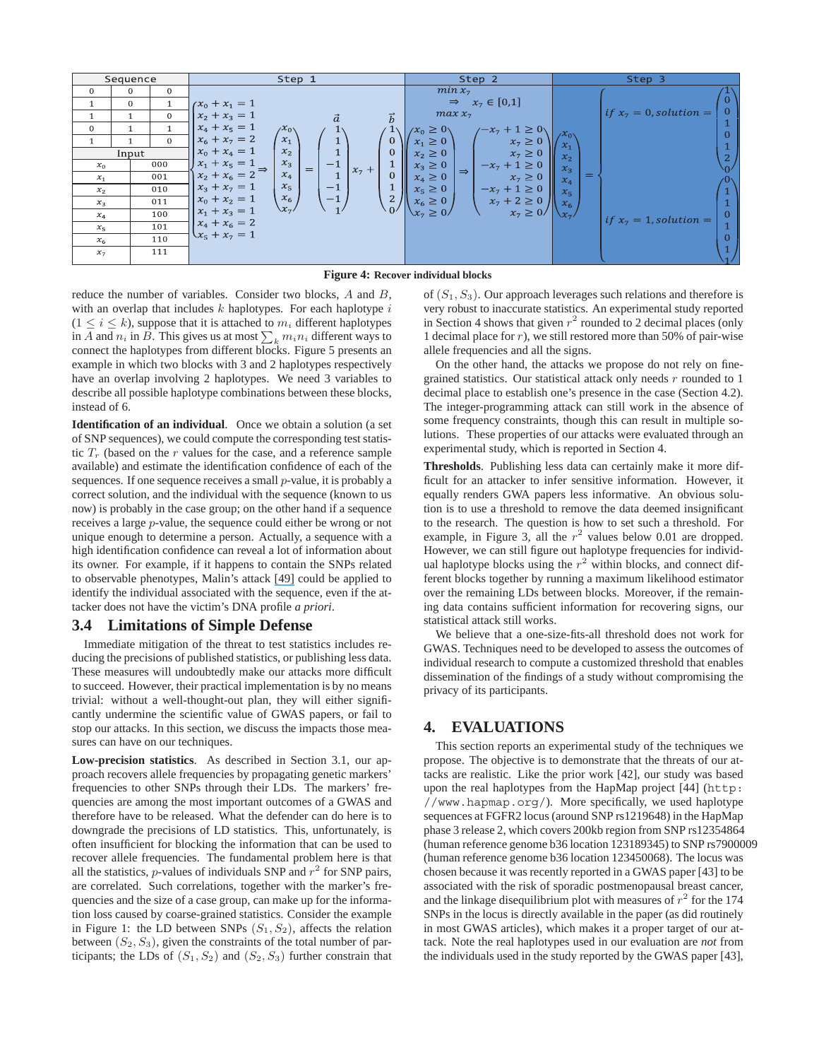| Sequence | | | Step 1 | Step 2 | Step 3 |
|---|---|---|---|---|---|
| 0 | 0 | 0 | | | |
| 1 | 0 | 1 | | | |
| 1 | 1 | 0 | | | |
| 0 | 1 | 1 | | | |
| 1 | 1 | 0 | | | |
| Input | | | | | |
| $x_0$ | 000 | | | | |
| $x_1$ | 001 | | | | |
| $x_2$ | 010 | | | | |
| $x_3$ | 011 | | | | |
| $x_4$ | 100 | | | | |
| $x_5$ | 101 | | | | |
| $x_6$ | 110 | | | | |
| $x_7$ | 111 | | | | |

Step 1:

$$\begin{cases} x_0 + x_1 = 1 \\ x_2 + x_3 = 1 \\ x_4 + x_5 = 1 \\ x_6 + x_7 = 2 \\ x_0 + x_4 = 1 \\ x_2 + x_6 = 2 \\ x_3 + x_7 = 1 \\ x_1 + x_5 = 1 \\ x_0 + x_2 = 1 \\ x_1 + x_3 = 1 \\ x_4 + x_6 = 2 \\ x_5 + x_7 = 1 \end{cases} \Rightarrow \begin{pmatrix} x_0 \\ x_1 \\ x_2 \\ x_3 \\ x_4 \\ x_5 \\ x_6 \\ x_7 \end{pmatrix} = \overset{\vec{a}}{\begin{pmatrix} 1 \\ 1 \\ 1 \\ -1 \\ 1 \\ -1 \\ -1 \\ 1 \end{pmatrix}} x_7 + \overset{\vec{b}}{\begin{pmatrix} 1 \\ 0 \\ 0 \\ 1 \\ 0 \\ 1 \\ 2 \\ 0 \end{pmatrix}}$$

Step 2:

$$\begin{matrix} \min x_7 \\ \Rightarrow \quad x_7 \in [0,1] \\ \max x_7 \end{matrix} \qquad \begin{pmatrix} x_0 \geq 0 \\ x_1 \geq 0 \\ x_2 \geq 0 \\ x_3 \geq 0 \\ x_4 \geq 0 \\ x_5 \geq 0 \\ x_6 \geq 0 \\ x_7 \geq 0 \end{pmatrix} \Rightarrow \begin{pmatrix} -x_7 + 1 \geq 0 \\ x_7 \geq 0 \\ x_7 \geq 0 \\ -x_7 + 1 \geq 0 \\ x_7 \geq 0 \\ -x_7 + 1 \geq 0 \\ x_7 + 2 \geq 0 \\ x_7 \geq 0 \end{pmatrix}$$

Step 3:

$$\begin{pmatrix} x_0 \\ x_1 \\ x_2 \\ x_3 \\ x_4 \\ x_5 \\ x_6 \\ x_7 \end{pmatrix} = \begin{cases} \text{if } x_7 = 0, \text{solution} = (1, 0, 0, 1, 0, 1, 2, 0)^T \\ \text{if } x_7 = 1, \text{solution} = (0, 1, 1, 0, 1, 0, 1, 1)^T \end{cases}$$

**Figure 4: Recover individual blocks**

reduce the number of variables. Consider two blocks, $A$ and $B$, with an overlap that includes $k$ haplotypes. For each haplotype $i$ ($1 \leq i \leq k$), suppose that it is attached to $m_i$ different haplotypes in $A$ and $n_i$ in $B$. This gives us at most $\sum_k m_i n_i$ different ways to connect the haplotypes from different blocks. Figure 5 presents an example in which two blocks with 3 and 2 haplotypes respectively have an overlap involving 2 haplotypes. We need 3 variables to describe all possible haplotype combinations between these blocks, instead of 6.

**Identification of an individual**. Once we obtain a solution (a set of SNP sequences), we could compute the corresponding test statistic $T_r$ (based on the $r$ values for the case, and a reference sample available) and estimate the identification confidence of each of the sequences. If one sequence receives a small $p$-value, it is probably a correct solution, and the individual with the sequence (known to us now) is probably in the case group; on the other hand if a sequence receives a large $p$-value, the sequence could either be wrong or not unique enough to determine a person. Actually, a sequence with a high identification confidence can reveal a lot of information about its owner. For example, if it happens to contain the SNPs related to observable phenotypes, Malin's attack [49] could be applied to identify the individual associated with the sequence, even if the attacker does not have the victim's DNA profile *a priori*.

### 3.4 Limitations of Simple Defense

Immediate mitigation of the threat to test statistics includes reducing the precisions of published statistics, or publishing less data. These measures will undoubtedly make our attacks more difficult to succeed. However, their practical implementation is by no means trivial: without a well-thought-out plan, they will either significantly undermine the scientific value of GWAS papers, or fail to stop our attacks. In this section, we discuss the impacts those measures can have on our techniques.

**Low-precision statistics**. As described in Section 3.1, our approach recovers allele frequencies by propagating genetic markers' frequencies to other SNPs through their LDs. The markers' frequencies are among the most important outcomes of a GWAS and therefore have to be released. What the defender can do here is to downgrade the precisions of LD statistics. This, unfortunately, is often insufficient for blocking the information that can be used to recover allele frequencies. The fundamental problem here is that all the statistics, $p$-values of individuals SNP and $r^2$ for SNP pairs, are correlated. Such correlations, together with the marker's frequencies and the size of a case group, can make up for the information loss caused by coarse-grained statistics. Consider the example in Figure 1: the LD between SNPs $(S_1, S_2)$, affects the relation between $(S_2, S_3)$, given the constraints of the total number of participants; the LDs of $(S_1, S_2)$ and $(S_2, S_3)$ further constrain that of $(S_1, S_3)$. Our approach leverages such relations and therefore is very robust to inaccurate statistics. An experimental study reported in Section 4 shows that given $r^2$ rounded to 2 decimal places (only 1 decimal place for $r$), we still restored more than 50% of pair-wise allele frequencies and all the signs.

On the other hand, the attacks we propose do not rely on fine-grained statistics. Our statistical attack only needs $r$ rounded to 1 decimal place to establish one's presence in the case (Section 4.2). The integer-programming attack can still work in the absence of some frequency constraints, though this can result in multiple solutions. These properties of our attacks were evaluated through an experimental study, which is reported in Section 4.

**Thresholds**. Publishing less data can certainly make it more difficult for an attacker to infer sensitive information. However, it equally renders GWA papers less informative. An obvious solution is to use a threshold to remove the data deemed insignificant to the research. The question is how to set such a threshold. For example, in Figure 3, all the $r^2$ values below 0.01 are dropped. However, we can still figure out haplotype frequencies for individual haplotype blocks using the $r^2$ within blocks, and connect different blocks together by running a maximum likelihood estimator over the remaining LDs between blocks. Moreover, if the remaining data contains sufficient information for recovering signs, our statistical attack still works.

We believe that a one-size-fits-all threshold does not work for GWAS. Techniques need to be developed to assess the outcomes of individual research to compute a customized threshold that enables dissemination of the findings of a study without compromising the privacy of its participants.

## 4. EVALUATIONS

This section reports an experimental study of the techniques we propose. The objective is to demonstrate that the threats of our attacks are realistic. Like the prior work [42], our study was based upon the real haplotypes from the HapMap project [44] (`http://www.hapmap.org/`). More specifically, we used haplotype sequences at FGFR2 locus (around SNP rs1219648) in the HapMap phase 3 release 2, which covers 200kb region from SNP rs12354864 (human reference genome b36 location 123189345) to SNP rs7900009 (human reference genome b36 location 123450068). The locus was chosen because it was recently reported in a GWAS paper [43] to be associated with the risk of sporadic postmenopausal breast cancer, and the linkage disequilibrium plot with measures of $r^2$ for the 174 SNPs in the locus is directly available in the paper (as did routinely in most GWAS articles), which makes it a proper target of our attack. Note the real haplotypes used in our evaluation are *not* from the individuals used in the study reported by the GWAS paper [43],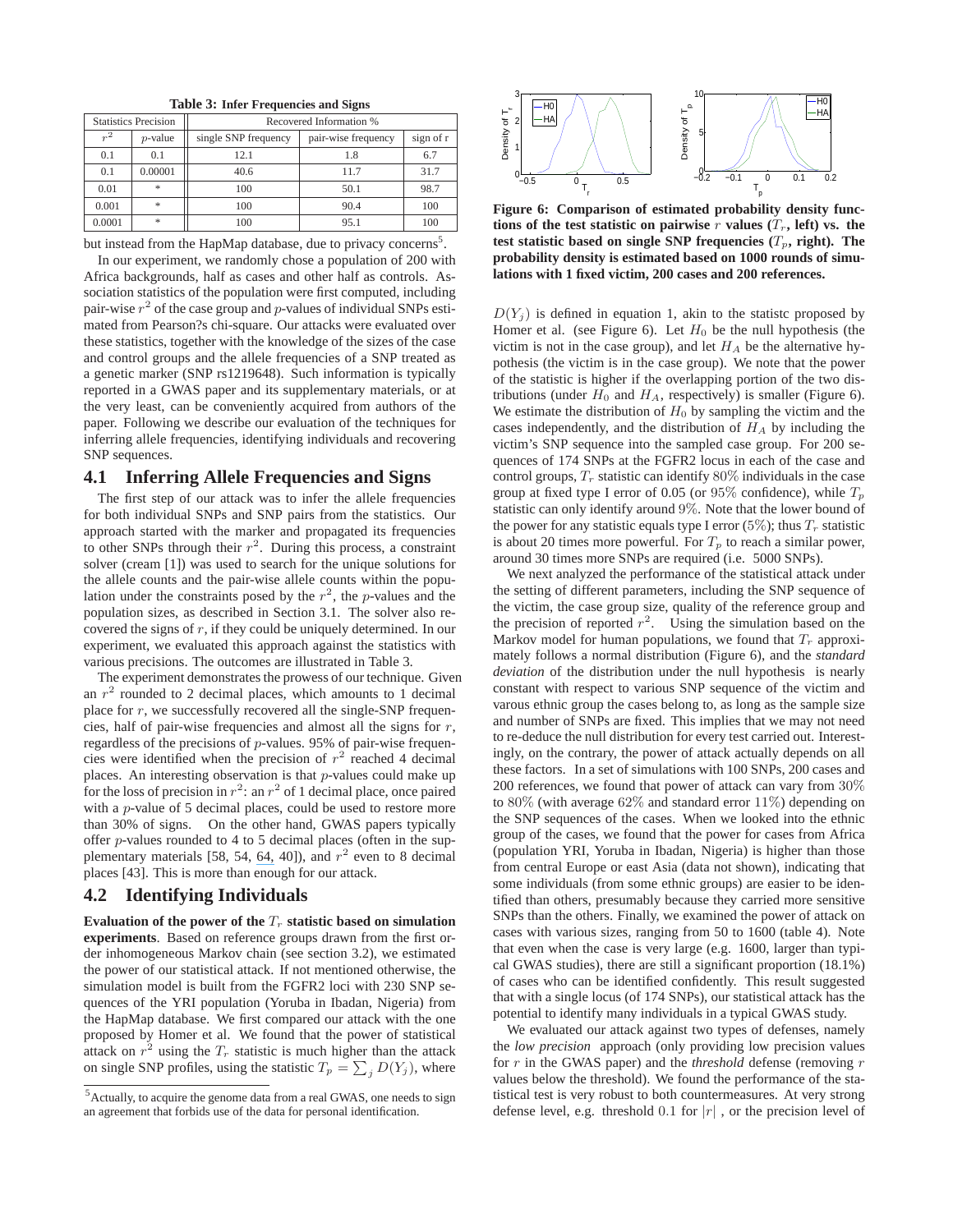**Table 3: Infer Frequencies and Signs**

| Statistics Precision | | Recovered Information % | | |
|---|---|---|---|---|
| $r^2$ | $p$-value | single SNP frequency | pair-wise frequency | sign of r |
| 0.1 | 0.1 | 12.1 | 1.8 | 6.7 |
| 0.1 | 0.00001 | 40.6 | 11.7 | 31.7 |
| 0.01 | * | 100 | 50.1 | 98.7 |
| 0.001 | * | 100 | 90.4 | 100 |
| 0.0001 | * | 100 | 95.1 | 100 |

but instead from the HapMap database, due to privacy concerns[5].

In our experiment, we randomly chose a population of 200 with Africa backgrounds, half as cases and other half as controls. Association statistics of the population were first computed, including pair-wise $r^2$ of the case group and $p$-values of individual SNPs estimated from Pearson?s chi-square. Our attacks were evaluated over these statistics, together with the knowledge of the sizes of the case and control groups and the allele frequencies of a SNP treated as a genetic marker (SNP rs1219648). Such information is typically reported in a GWAS paper and its supplementary materials, or at the very least, can be conveniently acquired from authors of the paper. Following we describe our evaluation of the techniques for inferring allele frequencies, identifying individuals and recovering SNP sequences.

## 4.1 Inferring Allele Frequencies and Signs

The first step of our attack was to infer the allele frequencies for both individual SNPs and SNP pairs from the statistics. Our approach started with the marker and propagated its frequencies to other SNPs through their $r^2$. During this process, a constraint solver (cream [1]) was used to search for the unique solutions for the allele counts and the pair-wise allele counts within the population under the constraints posed by the $r^2$, the $p$-values and the population sizes, as described in Section 3.1. The solver also recovered the signs of $r$, if they could be uniquely determined. In our experiment, we evaluated this approach against the statistics with various precisions. The outcomes are illustrated in Table 3.

The experiment demonstrates the prowess of our technique. Given an $r^2$ rounded to 2 decimal places, which amounts to 1 decimal place for $r$, we successfully recovered all the single-SNP frequencies, half of pair-wise frequencies and almost all the signs for $r$, regardless of the precisions of $p$-values. 95% of pair-wise frequencies were identified when the precision of $r^2$ reached 4 decimal places. An interesting observation is that $p$-values could make up for the loss of precision in $r^2$: an $r^2$ of 1 decimal place, once paired with a $p$-value of 5 decimal places, could be used to restore more than 30% of signs. On the other hand, GWAS papers typically offer $p$-values rounded to 4 to 5 decimal places (often in the supplementary materials [58, 54, 64, 40]), and $r^2$ even to 8 decimal places [43]. This is more than enough for our attack.

## 4.2 Identifying Individuals

**Evaluation of the power of the $T_r$ statistic based on simulation experiments**. Based on reference groups drawn from the first order inhomogeneous Markov chain (see section 3.2), we estimated the power of our statistical attack. If not mentioned otherwise, the simulation model is built from the FGFR2 loci with 230 SNP sequences of the YRI population (Yoruba in Ibadan, Nigeria) from the HapMap database. We first compared our attack with the one proposed by Homer et al. We found that the power of statistical attack on $r^2$ using the $T_r$ statistic is much higher than the attack on single SNP profiles, using the statistic $T_p = \sum_j D(Y_j)$, where $D(Y_j)$ is defined in equation 1, akin to the statistc proposed by Homer et al. (see Figure 6). Let $H_0$ be the null hypothesis (the victim is not in the case group), and let $H_A$ be the alternative hypothesis (the victim is in the case group). We note that the power of the statistic is higher if the overlapping portion of the two distributions (under $H_0$ and $H_A$, respectively) is smaller (Figure 6). We estimate the distribution of $H_0$ by sampling the victim and the cases independently, and the distribution of $H_A$ by including the victim's SNP sequence into the sampled case group. For 200 sequences of 174 SNPs at the FGFR2 locus in each of the case and control groups, $T_r$ statistic can identify $80\%$ individuals in the case group at fixed type I error of 0.05 (or $95\%$ confidence), while $T_p$ statistic can only identify around $9\%$. Note that the lower bound of the power for any statistic equals type I error ($5\%$); thus $T_r$ statistic is about 20 times more powerful. For $T_p$ to reach a similar power, around 30 times more SNPs are required (i.e. 5000 SNPs).

**Figure 6: Comparison of estimated probability density functions of the test statistic on pairwise $r$ values ($T_r$, left) vs. the test statistic based on single SNP frequencies ($T_p$, right). The probability density is estimated based on 1000 rounds of simulations with 1 fixed victim, 200 cases and 200 references.**

We next analyzed the performance of the statistical attack under the setting of different parameters, including the SNP sequence of the victim, the case group size, quality of the reference group and the precision of reported $r^2$. Using the simulation based on the Markov model for human populations, we found that $T_r$ approximately follows a normal distribution (Figure 6), and the *standard deviation* of the distribution under the null hypothesis is nearly constant with respect to various SNP sequence of the victim and varous ethnic group the cases belong to, as long as the sample size and number of SNPs are fixed. This implies that we may not need to re-deduce the null distribution for every test carried out. Interestingly, on the contrary, the power of attack actually depends on all these factors. In a set of simulations with 100 SNPs, 200 cases and 200 references, we found that power of attack can vary from $30\%$ to $80\%$ (with average $62\%$ and standard error $11\%$) depending on the SNP sequences of the cases. When we looked into the ethnic group of the cases, we found that the power for cases from Africa (population YRI, Yoruba in Ibadan, Nigeria) is higher than those from central Europe or east Asia (data not shown), indicating that some individuals (from some ethnic groups) are easier to be identified than others, presumably because they carried more sensitive SNPs than the others. Finally, we examined the power of attack on cases with various sizes, ranging from 50 to 1600 (table 4). Note that even when the case is very large (e.g. 1600, larger than typical GWAS studies), there are still a significant proportion (18.1%) of cases who can be identified confidently. This result suggested that with a single locus (of 174 SNPs), our statistical attack has the potential to identify many individuals in a typical GWAS study.

We evaluated our attack against two types of defenses, namely the *low precision* approach (only providing low precision values for $r$ in the GWAS paper) and the *threshold* defense (removing $r$ values below the threshold). We found the performance of the statistical test is very robust to both countermeasures. At very strong defense level, e.g. threshold $0.1$ for $|r|$ , or the precision level of

[5] Actually, to acquire the genome data from a real GWAS, one needs to sign an agreement that forbids use of the data for personal identification.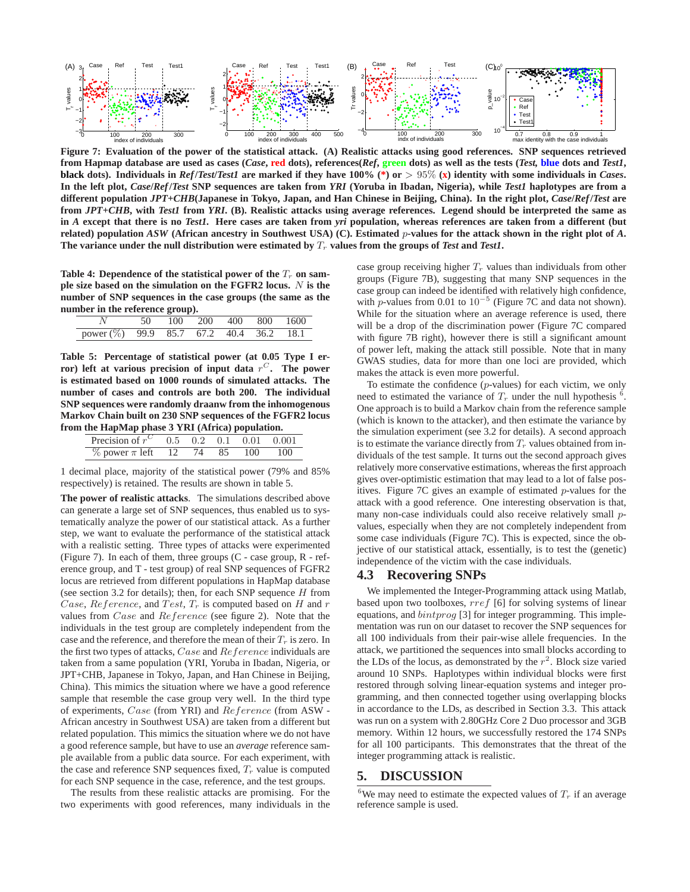**Figure 7: Evaluation of the power of the statistical attack. (A) Realistic attacks using good references. SNP sequences retrieved from Hapmap database are used as cases (*Case*, red dots), references(*Ref*, green dots) as well as the tests (*Test*, blue dots and *Test1*, black dots). Individuals in *Ref*/*Test*/*Test1* are marked if they have 100% (*) or $> 95\%$ (x) identity with some individuals in *Cases*. In the left plot, *Case*/*Ref*/*Test* SNP sequences are taken from *YRI* (Yoruba in Ibadan, Nigeria), while *Test1* haplotypes are from a different population *JPT+CHB*(Japanese in Tokyo, Japan, and Han Chinese in Beijing, China). In the right plot, *Case*/*Ref*/*Test* are from *JPT+CHB*, with *Test1* from *YRI*. (B). Realistic attacks using average references. Legend should be interpreted the same as in *A* except that there is no *Test1*. Here cases are taken from *yri* population, whereas references are taken from a different (but related) population *ASW* (African ancestry in Southwest USA) (C). Estimated $p$-values for the attack shown in the right plot of *A*. The variance under the null distribution were estimated by $T_r$ values from the groups of *Test* and *Test1*.**

**Table 4: Dependence of the statistical power of the $T_r$ on sample size based on the simulation on the FGFR2 locus. $N$ is the number of SNP sequences in the case groups (the same as the number in the reference group).**

| $N$ | 50 | 100 | 200 | 400 | 800 | 1600 |
|---|---|---|---|---|---|---|
| power (%) | 99.9 | 85.7 | 67.2 | 40.4 | 36.2 | 18.1 |

**Table 5: Percentage of statistical power (at 0.05 Type I error) left at various precision of input data $r^C$. The power is estimated based on 1000 rounds of simulated attacks. The number of cases and controls are both 200. The individual SNP sequences were randomly draawn from the inhomogenous Markov Chain built on 230 SNP sequences of the FGFR2 locus from the HapMap phase 3 YRI (Africa) population.**

| Precision of $r^C$ | 0.5 | 0.2 | 0.1 | 0.01 | 0.001 |
|---|---|---|---|---|---|
| % power $\pi$ left | 12 | 74 | 85 | 100 | 100 |

1 decimal place, majority of the statistical power (79% and 85% respectively) is retained. The results are shown in table 5.

**The power of realistic attacks**. The simulations described above can generate a large set of SNP sequences, thus enabled us to systematically analyze the power of our statistical attack. As a further step, we want to evaluate the performance of the statistical attack with a realistic setting. Three types of attacks were experimented (Figure 7). In each of them, three groups (C - case group, R - reference group, and T - test group) of real SNP sequences of FGFR2 locus are retrieved from different populations in HapMap database (see section 3.2 for details); then, for each SNP sequence $H$ from $Case$, $Reference$, and $Test$, $T_r$ is computed based on $H$ and $r$ values from $Case$ and $Reference$ (see figure 2). Note that the individuals in the test group are completely independent from the case and the reference, and therefore the mean of their $T_r$ is zero. In the first two types of attacks, $Case$ and $Reference$ individuals are taken from a same population (YRI, Yoruba in Ibadan, Nigeria, or JPT+CHB, Japanese in Tokyo, Japan, and Han Chinese in Beijing, China). This mimics the situation where we have a good reference sample that resemble the case group very well. In the third type of experiments, $Case$ (from YRI) and $Reference$ (from ASW - African ancestry in Southwest USA) are taken from a different but related population. This mimics the situation where we do not have a good reference sample, but have to use an *average* reference sample available from a public data source. For each experiment, with the case and reference SNP sequences fixed, $T_r$ value is computed for each SNP sequence in the case, reference, and the test groups.

The results from these realistic attacks are promising. For the two experiments with good references, many individuals in the case group receiving higher $T_r$ values than individuals from other groups (Figure 7B), suggesting that many SNP sequences in the case group can indeed be identified with relatively high confidence, with $p$-values from 0.01 to $10^{-5}$ (Figure 7C and data not shown). While for the situation where an average reference is used, there will be a drop of the discrimination power (Figure 7C compared with figure 7B right), however there is still a significant amount of power left, making the attack still possible. Note that in many GWAS studies, data for more than one loci are provided, which makes the attack is even more powerful.

To estimate the confidence ($p$-values) for each victim, we only need to estimated the variance of $T_r$ under the null hypothesis [6]. One approach is to build a Markov chain from the reference sample (which is known to the attacker), and then estimate the variance by the simulation experiment (see 3.2 for details). A second approach is to estimate the variance directly from $T_r$ values obtained from individuals of the test sample. It turns out the second approach gives relatively more conservative estimations, whereas the first approach gives over-optimistic estimation that may lead to a lot of false positives. Figure 7C gives an example of estimated $p$-values for the attack with a good reference. One interesting observation is that, many non-case individuals could also receive relatively small $p$-values, especially when they are not completely independent from some case individuals (Figure 7C). This is expected, since the objective of our statistical attack, essentially, is to test the (genetic) independence of the victim with the case individuals.

## 4.3 Recovering SNPs

We implemented the Integer-Programming attack using Matlab, based upon two toolboxes, $rref$ [6] for solving systems of linear equations, and $bintprog$ [3] for integer programming. This implementation was run on our dataset to recover the SNP sequences for all 100 individuals from their pair-wise allele frequencies. In the attack, we partitioned the sequences into small blocks according to the LDs of the locus, as demonstrated by the $r^2$. Block size varied around 10 SNPs. Haplotypes within individual blocks were first restored through solving linear-equation systems and integer programming, and then connected together using overlapping blocks in accordance to the LDs, as described in Section 3.3. This attack was run on a system with 2.80GHz Core 2 Duo processor and 3GB memory. Within 12 hours, we successfully restored the 174 SNPs for all 100 participants. This demonstrates that the threat of the integer programming attack is realistic.

# 5. DISCUSSION

[6]We may need to estimate the expected values of $T_r$ if an average reference sample is used.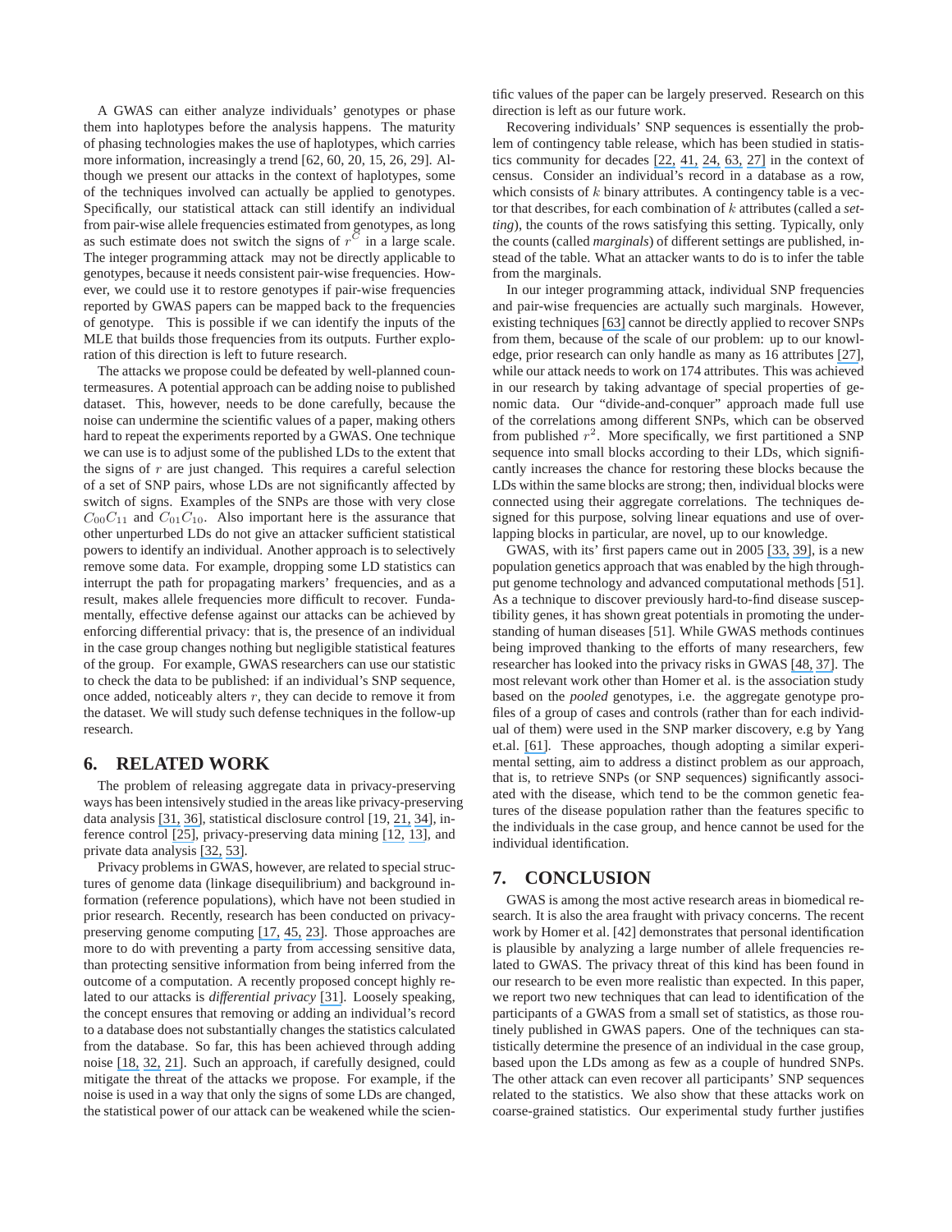A GWAS can either analyze individuals' genotypes or phase them into haplotypes before the analysis happens. The maturity of phasing technologies makes the use of haplotypes, which carries more information, increasingly a trend [62, 60, 20, 15, 26, 29]. Although we present our attacks in the context of haplotypes, some of the techniques involved can actually be applied to genotypes. Specifically, our statistical attack can still identify an individual from pair-wise allele frequencies estimated from genotypes, as long as such estimate does not switch the signs of $r^C$ in a large scale. The integer programming attack may not be directly applicable to genotypes, because it needs consistent pair-wise frequencies. However, we could use it to restore genotypes if pair-wise frequencies reported by GWAS papers can be mapped back to the frequencies of genotype. This is possible if we can identify the inputs of the MLE that builds those frequencies from its outputs. Further exploration of this direction is left to future research.

The attacks we propose could be defeated by well-planned countermeasures. A potential approach can be adding noise to published dataset. This, however, needs to be done carefully, because the noise can undermine the scientific values of a paper, making others hard to repeat the experiments reported by a GWAS. One technique we can use is to adjust some of the published LDs to the extent that the signs of $r$ are just changed. This requires a careful selection of a set of SNP pairs, whose LDs are not significantly affected by switch of signs. Examples of the SNPs are those with very close $C_{00}C_{11}$ and $C_{01}C_{10}$. Also important here is the assurance that other unperturbed LDs do not give an attacker sufficient statistical powers to identify an individual. Another approach is to selectively remove some data. For example, dropping some LD statistics can interrupt the path for propagating markers' frequencies, and as a result, makes allele frequencies more difficult to recover. Fundamentally, effective defense against our attacks can be achieved by enforcing differential privacy: that is, the presence of an individual in the case group changes nothing but negligible statistical features of the group. For example, GWAS researchers can use our statistic to check the data to be published: if an individual's SNP sequence, once added, noticeably alters $r$, they can decide to remove it from the dataset. We will study such defense techniques in the follow-up research.

## 6. RELATED WORK

The problem of releasing aggregate data in privacy-preserving ways has been intensively studied in the areas like privacy-preserving data analysis [31, 36], statistical disclosure control [19, 21, 34], inference control [25], privacy-preserving data mining [12, 13], and private data analysis [32, 53].

Privacy problems in GWAS, however, are related to special structures of genome data (linkage disequilibrium) and background information (reference populations), which have not been studied in prior research. Recently, research has been conducted on privacy-preserving genome computing [17, 45, 23]. Those approaches are more to do with preventing a party from accessing sensitive data, than protecting sensitive information from being inferred from the outcome of a computation. A recently proposed concept highly related to our attacks is *differential privacy* [31]. Loosely speaking, the concept ensures that removing or adding an individual's record to a database does not substantially changes the statistics calculated from the database. So far, this has been achieved through adding noise [18, 32, 21]. Such an approach, if carefully designed, could mitigate the threat of the attacks we propose. For example, if the noise is used in a way that only the signs of some LDs are changed, the statistical power of our attack can be weakened while the scientific values of the paper can be largely preserved. Research on this direction is left as our future work.

Recovering individuals' SNP sequences is essentially the problem of contingency table release, which has been studied in statistics community for decades [22, 41, 24, 63, 27] in the context of census. Consider an individual's record in a database as a row, which consists of $k$ binary attributes. A contingency table is a vector that describes, for each combination of $k$ attributes (called a *setting*), the counts of the rows satisfying this setting. Typically, only the counts (called *marginals*) of different settings are published, instead of the table. What an attacker wants to do is to infer the table from the marginals.

In our integer programming attack, individual SNP frequencies and pair-wise frequencies are actually such marginals. However, existing techniques [63] cannot be directly applied to recover SNPs from them, because of the scale of our problem: up to our knowledge, prior research can only handle as many as 16 attributes [27], while our attack needs to work on 174 attributes. This was achieved in our research by taking advantage of special properties of genomic data. Our "divide-and-conquer" approach made full use of the correlations among different SNPs, which can be observed from published $r^2$. More specifically, we first partitioned a SNP sequence into small blocks according to their LDs, which significantly increases the chance for restoring these blocks because the LDs within the same blocks are strong; then, individual blocks were connected using their aggregate correlations. The techniques designed for this purpose, solving linear equations and use of overlapping blocks in particular, are novel, up to our knowledge.

GWAS, with its' first papers came out in 2005 [33, 39], is a new population genetics approach that was enabled by the high throughput genome technology and advanced computational methods [51]. As a technique to discover previously hard-to-find disease susceptibility genes, it has shown great potentials in promoting the understanding of human diseases [51]. While GWAS methods continues being improved thanking to the efforts of many researchers, few researcher has looked into the privacy risks in GWAS [48, 37]. The most relevant work other than Homer et al. is the association study based on the *pooled* genotypes, i.e. the aggregate genotype profiles of a group of cases and controls (rather than for each individual of them) were used in the SNP marker discovery, e.g by Yang et.al. [61]. These approaches, though adopting a similar experimental setting, aim to address a distinct problem as our approach, that is, to retrieve SNPs (or SNP sequences) significantly associated with the disease, which tend to be the common genetic features of the disease population rather than the features specific to the individuals in the case group, and hence cannot be used for the individual identification.

## 7. CONCLUSION

GWAS is among the most active research areas in biomedical research. It is also the area fraught with privacy concerns. The recent work by Homer et al. [42] demonstrates that personal identification is plausible by analyzing a large number of allele frequencies related to GWAS. The privacy threat of this kind has been found in our research to be even more realistic than expected. In this paper, we report two new techniques that can lead to identification of the participants of a GWAS from a small set of statistics, as those routinely published in GWAS papers. One of the techniques can statistically determine the presence of an individual in the case group, based upon the LDs among as few as a couple of hundred SNPs. The other attack can even recover all participants' SNP sequences related to the statistics. We also show that these attacks work on coarse-grained statistics. Our experimental study further justifies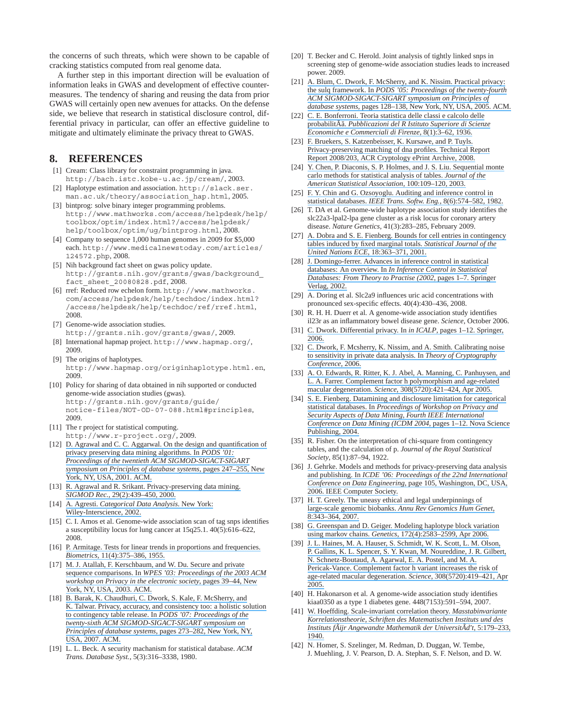the concerns of such threats, which were shown to be capable of cracking statistics computed from real genome data.

A further step in this important direction will be evaluation of information leaks in GWAS and development of effective countermeasures. The tendency of sharing and reusing the data from prior GWAS will certainly open new avenues for attacks. On the defense side, we believe that research in statistical disclosure control, differential privacy in particular, can offer an effective guideline to mitigate and ultimately eliminate the privacy threat to GWAS.

## 8. REFERENCES

[1] Cream: Class library for constraint programming in java. http://bach.istc.kobe-u.ac.jp/cream/, 2003.

[2] Haplotype estimation and association. http://slack.ser.man.ac.uk/theory/association_hap.html, 2005.

[3] bintprog: solve binary integer programming problems. http://www.mathworks.com/access/helpdesk/help/toolbox/optim/index.html?/access/helpdesk/help/toolbox/optim/ug/bintprog.html, 2008.

[4] Company to sequence 1,000 human genomes in 2009 for $5,000 each. http://www.medicalnewstoday.com/articles/124572.php, 2008.

[5] Nih background fact sheet on gwas policy update. http://grants.nih.gov/grants/gwas/background_fact_sheet_20080828.pdf, 2008.

[6] rref: Reduced row echelon form. http://www.mathworks.com/access/helpdesk/help/techdoc/index.html?/access/helpdesk/help/techdoc/ref/rref.html, 2008.

[7] Genome-wide association studies. http://grants.nih.gov/grants/gwas/, 2009.

[8] International hapmap project. http://www.hapmap.org/, 2009.

[9] The origins of haplotypes. http://www.hapmap.org/originhaplotype.html.en, 2009.

[10] Policy for sharing of data obtained in nih supported or conducted genome-wide association studies (gwas). http://grants.nih.gov/grants/guide/notice-files/NOT-OD-07-088.html#principles, 2009.

[11] The r project for statistical computing. http://www.r-project.org/, 2009.

[12] D. Agrawal and C. C. Aggarwal. On the design and quantification of privacy preserving data mining algorithms. In *PODS '01: Proceedings of the twentieth ACM SIGMOD-SIGACT-SIGART symposium on Principles of database systems*, pages 247–255, New York, NY, USA, 2001. ACM.

[13] R. Agrawal and R. Srikant. Privacy-preserving data mining. *SIGMOD Rec.*, 29(2):439–450, 2000.

[14] A. Agresti. *Categorical Data Analysis*. New York: Wiley-Interscience, 2002.

[15] C. I. Amos et al. Genome-wide association scan of tag snps identifies a susceptibility locus for lung cancer at 15q25.1. 40(5):616–622, 2008.

[16] P. Armitage. Tests for linear trends in proportions and frequencies. *Biometrics*, 11(4):375–386, 1955.

[17] M. J. Atallah, F. Kerschbaum, and W. Du. Secure and private sequence comparisons. In *WPES '03: Proceedings of the 2003 ACM workshop on Privacy in the electronic society*, pages 39–44, New York, NY, USA, 2003. ACM.

[18] B. Barak, K. Chaudhuri, C. Dwork, S. Kale, F. McSherry, and K. Talwar. Privacy, accuracy, and consistency too: a holistic solution to contingency table release. In *PODS '07: Proceedings of the twenty-sixth ACM SIGMOD-SIGACT-SIGART symposium on Principles of database systems*, pages 273–282, New York, NY, USA, 2007. ACM.

[19] L. L. Beck. A security machanism for statistical database. *ACM Trans. Database Syst.*, 5(3):316–3338, 1980.

[20] T. Becker and C. Herold. Joint analysis of tightly linked snps in screening step of genome-wide association studies leads to increased power. 2009.

[21] A. Blum, C. Dwork, F. McSherry, and K. Nissim. Practical privacy: the sulq framework. In *PODS '05: Proceedings of the twenty-fourth ACM SIGMOD-SIGACT-SIGART symposium on Principles of database systems*, pages 128–138, New York, NY, USA, 2005. ACM.

[22] C. E. Bonferroni. Teoria statistica delle classi e calcolo delle probabilitÃă. *Pubblicazioni del R Istituto Superiore di Scienze Economiche e Commerciali di Firenze*, 8(1):3–62, 1936.

[23] F. Bruekers, S. Katzenbeisser, K. Kursawe, and P. Tuyls. Privacy-preserving matching of dna profiles. Technical Report Report 2008/203, ACR Cryptology ePrint Archive, 2008.

[24] Y. Chen, P. Diaconis, S. P. Holmes, and J. S. Liu. Sequential monte carlo methods for statistical analysis of tables. *Journal of the American Statistical Association*, 100:109–120, 2003.

[25] F. Y. Chin and G. Ozsoyoglu. Auditing and inference control in statistical databases. *IEEE Trans. Softw. Eng.*, 8(6):574–582, 1982.

[26] T. DA et al. Genome-wide haplotype association study identifies the slc22a3-lpal2-lpa gene cluster as a risk locus for coronary artery disease. *Nature Genetics*, 41(3):283–285, February 2009.

[27] A. Dobra and S. E. Fienberg. Bounds for cell entries in contingency tables induced by fixed marginal totals. *Statistical Journal of the United Nations ECE*, 18:363–371, 2001.

[28] J. Domingo-ferrer. Advances in inference control in statistical databases: An overview. In *In Inference Control in Statistical Databases: From Theory to Practise (2002*, pages 1–7. Springer Verlag, 2002.

[29] A. Doring et al. Slc2a9 influences uric acid concentrations with pronounced sex-specific effects. 40(4):430–436, 2008.

[30] R. H. H. Duerr et al. A genome-wide association study identifies il23r as an inflammatory bowel disease gene. *Science*, October 2006.

[31] C. Dwork. Differential privacy. In *in ICALP*, pages 1–12. Springer, 2006.

[32] C. Dwork, F. Mcsherry, K. Nissim, and A. Smith. Calibrating noise to sensitivity in private data analysis. In *Theory of Cryptography Conference*, 2006.

[33] A. O. Edwards, R. Ritter, K. J. Abel, A. Manning, C. Panhuysen, and L. A. Farrer. Complement factor h polymorphism and age-related macular degeneration. *Science*, 308(5720):421–424, Apr 2005.

[34] S. E. Fienberg. Datamining and disclosure limitation for categorical statistical databases. In *Proceedings of Workshop on Privacy and Security Aspects of Data Mining, Fourth IEEE International Conference on Data Mining (ICDM 2004*, pages 1–12. Nova Science Publishing, 2004.

[35] R. Fisher. On the interpretation of chi-square from contingency tables, and the calculation of p. *Journal of the Royal Statistical Society*, 85(1):87–94, 1922.

[36] J. Gehrke. Models and methods for privacy-preserving data analysis and publishing. In *ICDE '06: Proceedings of the 22nd International Conference on Data Engineering*, page 105, Washington, DC, USA, 2006. IEEE Computer Society.

[37] H. T. Greely. The uneasy ethical and legal underpinnings of large-scale genomic biobanks. *Annu Rev Genomics Hum Genet*, 8:343–364, 2007.

[38] G. Greenspan and D. Geiger. Modeling haplotype block variation using markov chains. *Genetics*, 172(4):2583–2599, Apr 2006.

[39] J. L. Haines, M. A. Hauser, S. Schmidt, W. K. Scott, L. M. Olson, P. Gallins, K. L. Spencer, S. Y. Kwan, M. Noureddine, J. R. Gilbert, N. Schnetz-Boutaud, A. Agarwal, E. A. Postel, and M. A. Pericak-Vance. Complement factor h variant increases the risk of age-related macular degeneration. *Science*, 308(5720):419–421, Apr 2005.

[40] H. Hakonarson et al. A genome-wide association study identifies kiaa0350 as a type 1 diabetes gene. 448(7153):591–594, 2007.

[41] W. Hoeffding. Scale-invariant correlation theory. *Masstabinvariante Korrelationstheorie, Schriften des Matematischen Instituts und des Instituts fÃijr Angewandte Mathematik der UniversitÃď't*, 5:179–233, 1940.

[42] N. Homer, S. Szelinger, M. Redman, D. Duggan, W. Tembe, J. Muehling, J. V. Pearson, D. A. Stephan, S. F. Nelson, and D. W.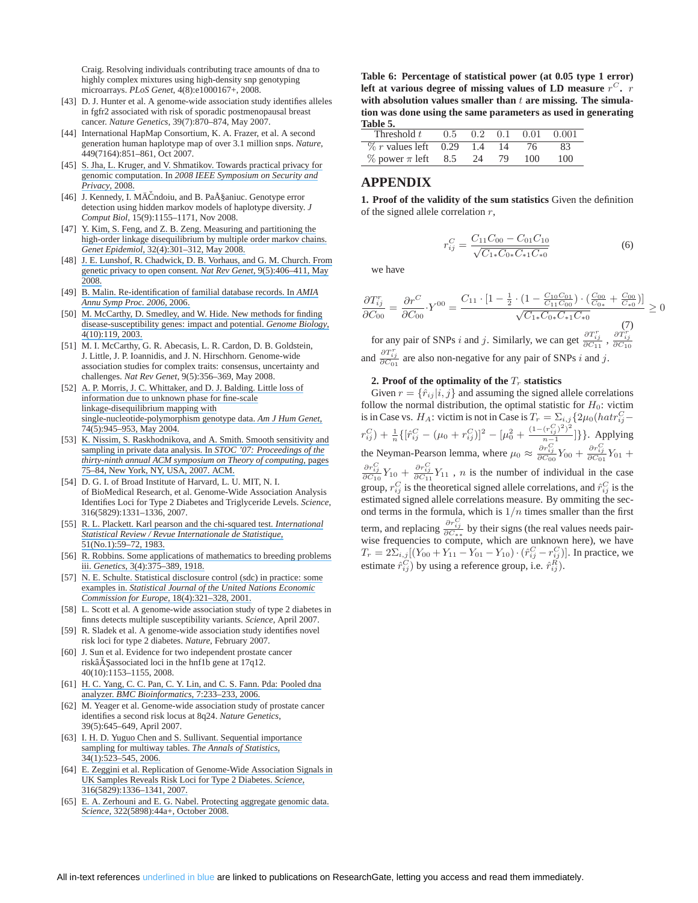Craig. Resolving individuals contributing trace amounts of dna to highly complex mixtures using high-density snp genotyping microarrays. *PLoS Genet*, 4(8):e1000167+, 2008.

[43] D. J. Hunter et al. A genome-wide association study identifies alleles in fgfr2 associated with risk of sporadic postmenopausal breast cancer. *Nature Genetics*, 39(7):870–874, May 2007.

[44] International HapMap Consortium, K. A. Frazer, et al. A second generation human haplotype map of over 3.1 million snps. *Nature*, 449(7164):851–861, Oct 2007.

[45] S. Jha, L. Kruger, and V. Shmatikov. Towards practical privacy for genomic computation. In *2008 IEEE Symposium on Security and Privacy*, 2008.

[46] J. Kennedy, I. MĂČndoiu, and B. PaÅ§aniuc. Genotype error detection using hidden markov models of haplotype diversity. *J Comput Biol*, 15(9):1155–1171, Nov 2008.

[47] Y. Kim, S. Feng, and Z. B. Zeng. Measuring and partitioning the high-order linkage disequilibrium by multiple order markov chains. *Genet Epidemiol*, 32(4):301–312, May 2008.

[48] J. E. Lunshof, R. Chadwick, D. B. Vorhaus, and G. M. Church. From genetic privacy to open consent. *Nat Rev Genet*, 9(5):406–411, May 2008.

[49] B. Malin. Re-identification of familial database records. In *AMIA Annu Symp Proc. 2006*, 2006.

[50] M. McCarthy, D. Smedley, and W. Hide. New methods for finding disease-susceptibility genes: impact and potential. *Genome Biology*, 4(10):119, 2003.

[51] M. I. McCarthy, G. R. Abecasis, L. R. Cardon, D. B. Goldstein, J. Little, J. P. Ioannidis, and J. N. Hirschhorn. Genome-wide association studies for complex traits: consensus, uncertainty and challenges. *Nat Rev Genet*, 9(5):356–369, May 2008.

[52] A. P. Morris, J. C. Whittaker, and D. J. Balding. Little loss of information due to unknown phase for fine-scale linkage-disequilibrium mapping with single-nucleotide-polymorphism genotype data. *Am J Hum Genet*, 74(5):945–953, May 2004.

[53] K. Nissim, S. Raskhodnikova, and A. Smith. Smooth sensitivity and sampling in private data analysis. In *STOC '07: Proceedings of the thirty-ninth annual ACM symposium on Theory of computing*, pages 75–84, New York, NY, USA, 2007. ACM.

[54] D. G. I. of Broad Institute of Harvard, L. U. MIT, N. I. of BioMedical Research, et al. Genome-Wide Association Analysis Identifies Loci for Type 2 Diabetes and Triglyceride Levels. *Science*, 316(5829):1331–1336, 2007.

[55] R. L. Plackett. Karl pearson and the chi-squared test. *International Statistical Review / Revue Internationale de Statistique*, 51(No.1):59–72, 1983.

[56] R. Robbins. Some applications of mathematics to breeding problems iii. *Genetics*, 3(4):375–389, 1918.

[57] N. E. Schulte. Statistical disclosure control (sdc) in practice: some examples in. *Statistical Journal of the United Nations Economic Commission for Europe*, 18(4):321–328, 2001.

[58] L. Scott et al. A genome-wide association study of type 2 diabetes in finns detects multiple susceptibility variants. *Science*, April 2007.

[59] R. Sladek et al. A genome-wide association study identifies novel risk loci for type 2 diabetes. *Nature*, February 2007.

[60] J. Sun et al. Evidence for two independent prostate cancer riskâĂŞassociated loci in the hnf1b gene at 17q12. 40(10):1153–1155, 2008.

[61] H. C. Yang, C. C. Pan, C. Y. Lin, and C. S. Fann. Pda: Pooled dna analyzer. *BMC Bioinformatics*, 7:233–233, 2006.

[62] M. Yeager et al. Genome-wide association study of prostate cancer identifies a second risk locus at 8q24. *Nature Genetics*, 39(5):645–649, April 2007.

[63] I. H. D. Yuguo Chen and S. Sullivant. Sequential importance sampling for multiway tables. *The Annals of Statistics*, 34(1):523–545, 2006.

[64] E. Zeggini et al. Replication of Genome-Wide Association Signals in UK Samples Reveals Risk Loci for Type 2 Diabetes. *Science*, 316(5829):1336–1341, 2007.

[65] E. A. Zerhouni and E. G. Nabel. Protecting aggregate genomic data. *Science*, 322(5898):44a+, October 2008.

**Table 6: Percentage of statistical power (at 0.05 type 1 error) left at various degree of missing values of LD measure $r^C$. $r$ with absolution values smaller than $t$ are missing. The simulation was done using the same parameters as used in generating Table 5.**

| Threshold $t$ | 0.5 | 0.2 | 0.1 | 0.01 | 0.001 |
|---|---|---|---|---|---|
| % $r$ values left | 0.29 | 1.4 | 14 | 76 | 83 |
| % power $\pi$ left | 8.5 | 24 | 79 | 100 | 100 |

## APPENDIX

**1. Proof of the validity of the sum statistics** Given the definition of the signed allele correlation $r$,

$$r_{ij}^C = \frac{C_{11}C_{00} - C_{01}C_{10}}{\sqrt{C_{1*}C_{0*}C_{*1}C_{*0}}} \tag{6}$$

we have

$$\frac{\partial T_{ij}^r}{\partial C_{00}} = \frac{\partial r^C}{\partial C_{00}} \cdot Y^{00} = \frac{C_{11} \cdot [1 - \frac{1}{2} \cdot (1 - \frac{C_{10}C_{01}}{C_{11}C_{00}}) \cdot (\frac{C_{00}}{C_{0*}} + \frac{C_{00}}{C_{*0}})]}{\sqrt{C_{1*}C_{0*}C_{*1}C_{*0}}} \geq 0 \tag{7}$$

for any pair of SNPs $i$ and $j$. Similarly, we can get $\frac{\partial T_{ij}^r}{\partial C_{11}}$, $\frac{\partial T_{ij}^r}{\partial C_{10}}$ and $\frac{\partial T_{ij}^r}{\partial C_{01}}$ are also non-negative for any pair of SNPs $i$ and $j$.

**2. Proof of the optimality of the $T_r$ statistics**

Given $r = \{\hat{r}_{ij} | i, j\}$ and assuming the signed allele correlations follow the normal distribution, the optimal statistic for $H_0$: victim is in Case vs. $H_A$: victim is not in Case is $T_r = \Sigma_{i,j}\{2\mu_0(hatr_{ij}^C - r_{ij}^C) + \frac{1}{n}\{[\hat{r}_{ij}^C - (\mu_0 + r_{ij}^C)]^2 - [\mu_0^2 + \frac{(1-(r_{ij}^C)^2)^2}{n-1}]\}\}$. Applying the Neyman-Pearson lemma, where $\mu_0 \approx \frac{\partial r_{ij}^C}{\partial C_{00}} Y_{00} + \frac{\partial r_{ij}^C}{\partial C_{01}} Y_{01} + \frac{\partial r_{ij}^C}{\partial C_{10}} Y_{10} + \frac{\partial r_{ij}^C}{\partial C_{11}} Y_{11}$ , $n$ is the number of individual in the case group, $r_{ij}^C$ is the theoretical signed allele correlations, and $\hat{r}_{ij}^C$ is the estimated signed allele correlations measure. By ommiting the second terms in the formula, which is $1/n$ times smaller than the first term, and replacing $\frac{\partial r_{ij}^C}{\partial C_{**}}$ by their signs (the real values needs pairwise frequencies to compute, which are unknown here), we have $T_r = 2\Sigma_{i,j}[(Y_{00} + Y_{11} - Y_{01} - Y_{10}) \cdot (\hat{r}_{ij}^C - r_{ij}^C)]$. In practice, we estimate $\hat{r}_{ij}^C$) by using a reference group, i.e. $\hat{r}_{ij}^R$).